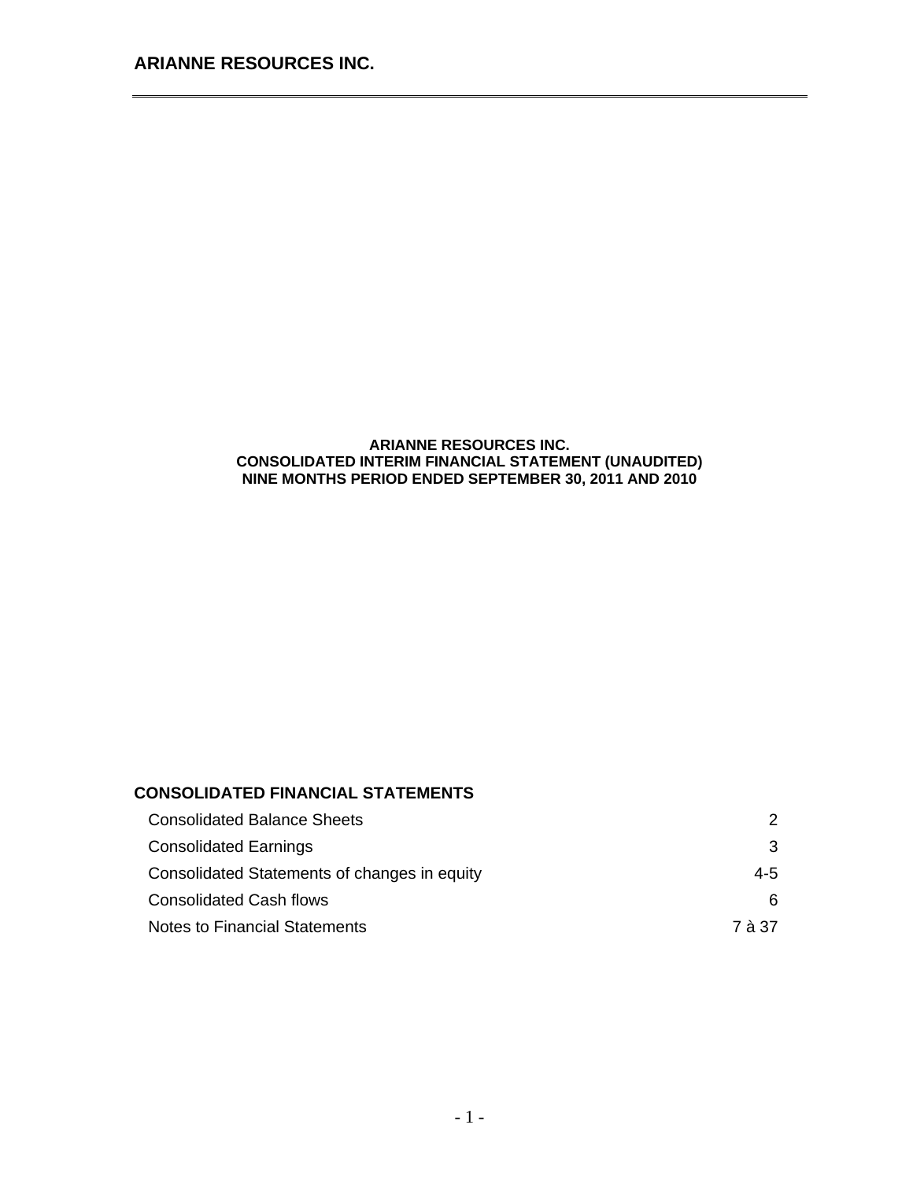# ARIANNE RESOURCES INC.

**ARIANNE RESOURCES INC.**
**CONSOLIDATED INTERIM FINANCIAL STATEMENT (UNAUDITED)**
**NINE MONTHS PERIOD ENDED SEPTEMBER 30, 2011 AND 2010**

## CONSOLIDATED FINANCIAL STATEMENTS

| | |
|---|---|
| Consolidated Balance Sheets | 2 |
| Consolidated Earnings | 3 |
| Consolidated Statements of changes in equity | 4-5 |
| Consolidated Cash flows | 6 |
| Notes to Financial Statements | 7 à 37 |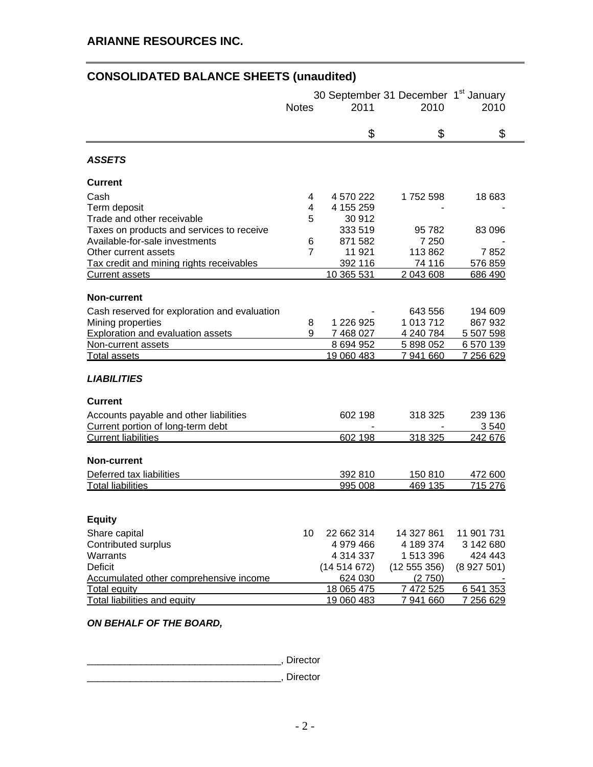## ARIANNE RESOURCES INC.

## CONSOLIDATED BALANCE SHEETS (unaudited)

| | Notes | 30 September 2011 | 31 December 2010 | 1st January 2010 |
|---|---|---|---|---|
| | | $ | $ | $ |
| ***ASSETS*** | | | | |
| **Current** | | | | |
| Cash | 4 | 4 570 222 | 1 752 598 | 18 683 |
| Term deposit | 4 | 4 155 259 | - | - |
| Trade and other receivable | 5 | 30 912 | | |
| Taxes on products and services to receive | | 333 519 | 95 782 | 83 096 |
| Available-for-sale investments | 6 | 871 582 | 7 250 | - |
| Other current assets | 7 | 11 921 | 113 862 | 7 852 |
| Tax credit and mining rights receivables | | 392 116 | 74 116 | 576 859 |
| Current assets | | 10 365 531 | 2 043 608 | 686 490 |
| **Non-current** | | | | |
| Cash reserved for exploration and evaluation | | - | 643 556 | 194 609 |
| Mining properties | 8 | 1 226 925 | 1 013 712 | 867 932 |
| Exploration and evaluation assets | 9 | 7 468 027 | 4 240 784 | 5 507 598 |
| Non-current assets | | 8 694 952 | 5 898 052 | 6 570 139 |
| Total assets | | 19 060 483 | 7 941 660 | 7 256 629 |
| ***LIABILITIES*** | | | | |
| **Current** | | | | |
| Accounts payable and other liabilities | | 602 198 | 318 325 | 239 136 |
| Current portion of long-term debt | | - | - | 3 540 |
| Current liabilities | | 602 198 | 318 325 | 242 676 |
| **Non-current** | | | | |
| Deferred tax liabilities | | 392 810 | 150 810 | 472 600 |
| Total liabilities | | 995 008 | 469 135 | 715 276 |
| **Equity** | | | | |
| Share capital | 10 | 22 662 314 | 14 327 861 | 11 901 731 |
| Contributed surplus | | 4 979 466 | 4 189 374 | 3 142 680 |
| Warrants | | 4 314 337 | 1 513 396 | 424 443 |
| Deficit | | (14 514 672) | (12 555 356) | (8 927 501) |
| Accumulated other comprehensive income | | 624 030 | (2 750) | - |
| Total equity | | 18 065 475 | 7 472 525 | 6 541 353 |
| Total liabilities and equity | | 19 060 483 | 7 941 660 | 7 256 629 |

***ON BEHALF OF THE BOARD,***

___________________________________, Director

___________________________________, Director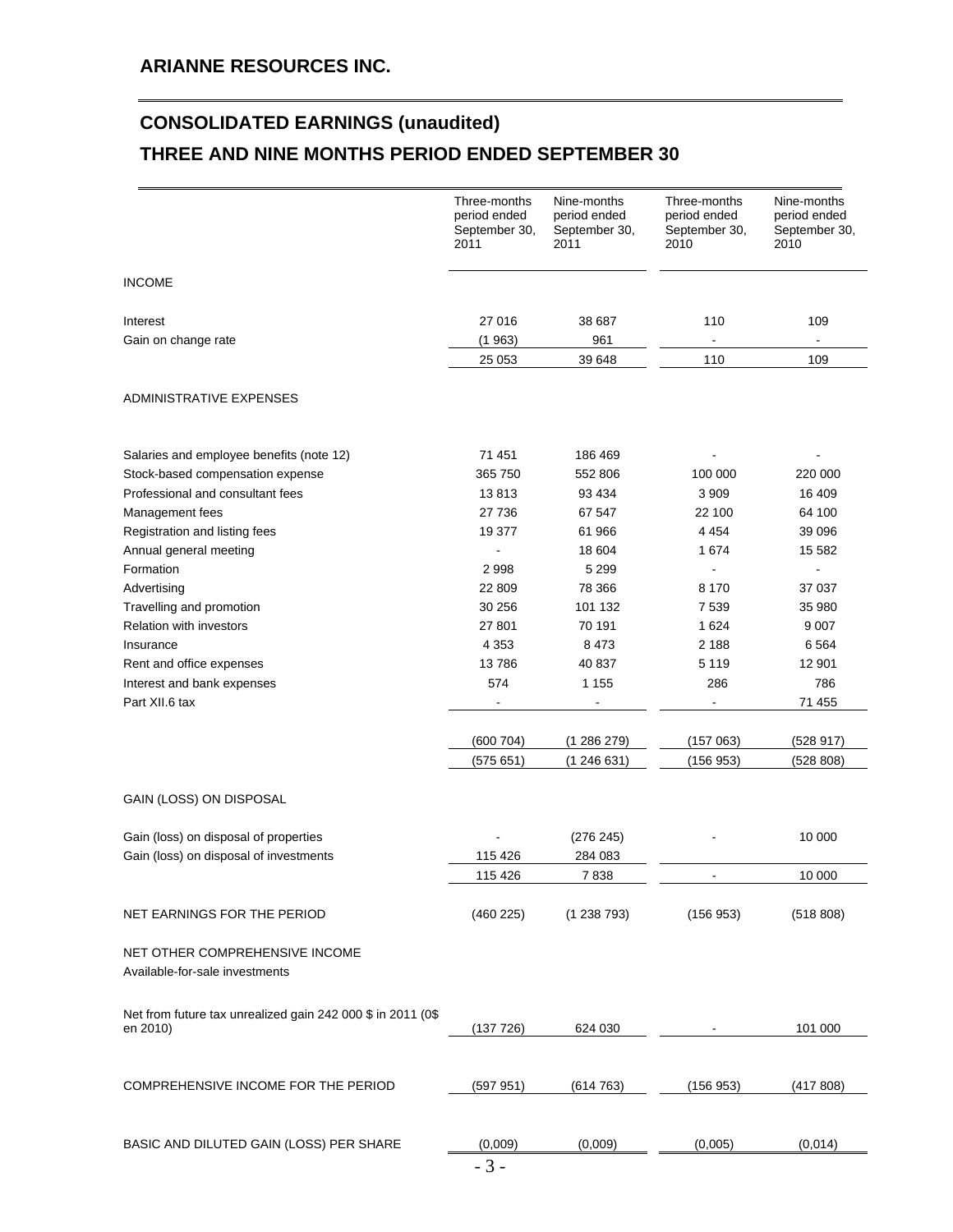# ARIANNE RESOURCES INC.

## CONSOLIDATED EARNINGS (unaudited)

## THREE AND NINE MONTHS PERIOD ENDED SEPTEMBER 30

| | Three-months period ended September 30, 2011 | Nine-months period ended September 30, 2011 | Three-months period ended September 30, 2010 | Nine-months period ended September 30, 2010 |
|---|---|---|---|---|
| INCOME | | | | |
| Interest | 27 016 | 38 687 | 110 | 109 |
| Gain on change rate | (1 963) | 961 | - | - |
| | 25 053 | 39 648 | 110 | 109 |
| ADMINISTRATIVE EXPENSES | | | | |
| Salaries and employee benefits (note 12) | 71 451 | 186 469 | - | - |
| Stock-based compensation expense | 365 750 | 552 806 | 100 000 | 220 000 |
| Professional and consultant fees | 13 813 | 93 434 | 3 909 | 16 409 |
| Management fees | 27 736 | 67 547 | 22 100 | 64 100 |
| Registration and listing fees | 19 377 | 61 966 | 4 454 | 39 096 |
| Annual general meeting | - | 18 604 | 1 674 | 15 582 |
| Formation | 2 998 | 5 299 | - | - |
| Advertising | 22 809 | 78 366 | 8 170 | 37 037 |
| Travelling and promotion | 30 256 | 101 132 | 7 539 | 35 980 |
| Relation with investors | 27 801 | 70 191 | 1 624 | 9 007 |
| Insurance | 4 353 | 8 473 | 2 188 | 6 564 |
| Rent and office expenses | 13 786 | 40 837 | 5 119 | 12 901 |
| Interest and bank expenses | 574 | 1 155 | 286 | 786 |
| Part XII.6 tax | - | - | - | 71 455 |
| | (600 704) | (1 286 279) | (157 063) | (528 917) |
| | (575 651) | (1 246 631) | (156 953) | (528 808) |
| GAIN (LOSS) ON DISPOSAL | | | | |
| Gain (loss) on disposal of properties | - | (276 245) | - | 10 000 |
| Gain (loss) on disposal of investments | 115 426 | 284 083 | | |
| | 115 426 | 7 838 | - | 10 000 |
| NET EARNINGS FOR THE PERIOD | (460 225) | (1 238 793) | (156 953) | (518 808) |
| NET OTHER COMPREHENSIVE INCOME | | | | |
| Available-for-sale investments | | | | |
| Net from future tax unrealized gain 242 000 $ in 2011 (0$ en 2010) | (137 726) | 624 030 | - | 101 000 |
| COMPREHENSIVE INCOME FOR THE PERIOD | (597 951) | (614 763) | (156 953) | (417 808) |
| BASIC AND DILUTED GAIN (LOSS) PER SHARE | (0,009) | (0,009) | (0,005) | (0,014) |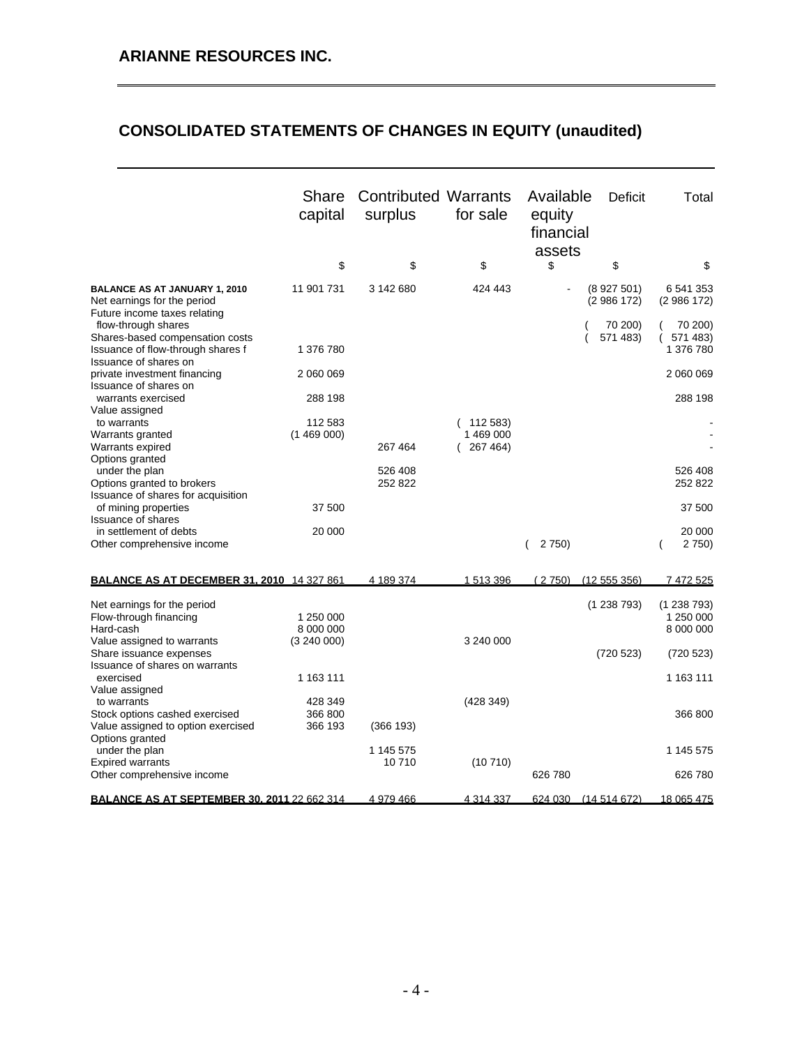**ARIANNE RESOURCES INC.**

## CONSOLIDATED STATEMENTS OF CHANGES IN EQUITY (unaudited)

| | Share capital | Contributed surplus | Warrants for sale | Available equity financial assets | Deficit | Total |
|---|---|---|---|---|---|---|
| | $ | $ | $ | $ | $ | $ |
| **BALANCE AS AT JANUARY 1, 2010** | 11 901 731 | 3 142 680 | 424 443 | - | (8 927 501) | 6 541 353 |
| Net earnings for the period | | | | | (2 986 172) | (2 986 172) |
| Future income taxes relating flow-through shares | | | | | ( 70 200) | ( 70 200) |
| Shares-based compensation costs | | | | | ( 571 483) | ( 571 483) |
| Issuance of flow-through shares f | 1 376 780 | | | | | 1 376 780 |
| Issuance of shares on private investment financing | 2 060 069 | | | | | 2 060 069 |
| Issuance of shares on warrants exercised | 288 198 | | | | | 288 198 |
| Value assigned to warrants | 112 583 | | ( 112 583) | | | - |
| Warrants granted | (1 469 000) | | 1 469 000 | | | - |
| Warrants expired | | 267 464 | ( 267 464) | | | - |
| Options granted under the plan | | 526 408 | | | | 526 408 |
| Options granted to brokers | | 252 822 | | | | 252 822 |
| Issuance of shares for acquisition of mining properties | 37 500 | | | | | 37 500 |
| Issuance of shares in settlement of debts | 20 000 | | | | | 20 000 |
| Other comprehensive income | | | | ( 2 750) | | ( 2 750) |
| **BALANCE AS AT DECEMBER 31, 2010** | 14 327 861 | 4 189 374 | 1 513 396 | ( 2 750) | (12 555 356) | 7 472 525 |
| Net earnings for the period | | | | | (1 238 793) | (1 238 793) |
| Flow-through financing | 1 250 000 | | | | | 1 250 000 |
| Hard-cash | 8 000 000 | | | | | 8 000 000 |
| Value assigned to warrants | (3 240 000) | | 3 240 000 | | | |
| Share issuance expenses | | | | | (720 523) | (720 523) |
| Issuance of shares on warrants exercised | 1 163 111 | | | | | 1 163 111 |
| Value assigned to warrants | 428 349 | | (428 349) | | | |
| Stock options cashed exercised | 366 800 | | | | | 366 800 |
| Value assigned to option exercised | 366 193 | (366 193) | | | | |
| Options granted under the plan | | 1 145 575 | | | | 1 145 575 |
| Expired warrants | | 10 710 | (10 710) | | | |
| Other comprehensive income | | | | 626 780 | | 626 780 |
| **BALANCE AS AT SEPTEMBER 30, 2011** | 22 662 314 | 4 979 466 | 4 314 337 | 624 030 | (14 514 672) | 18 065 475 |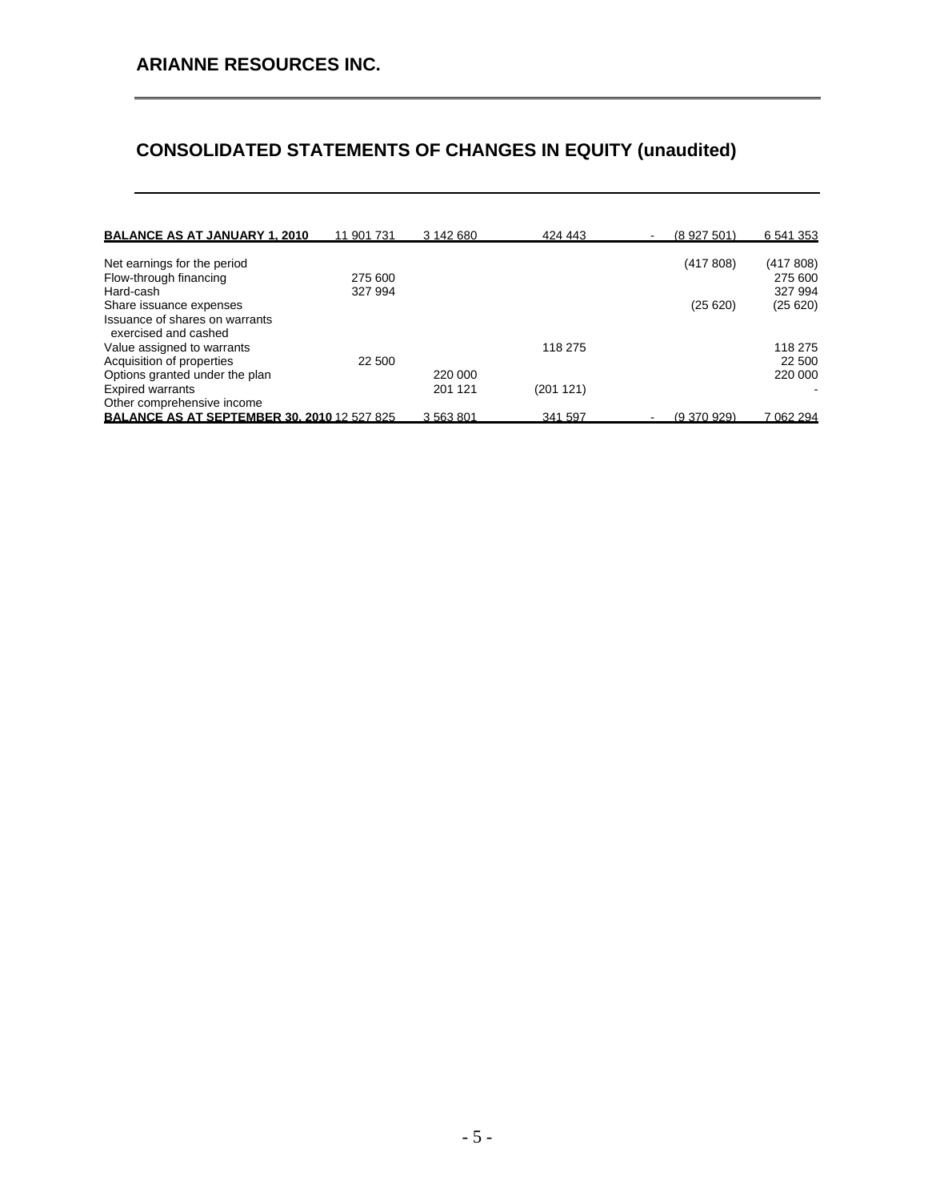## ARIANNE RESOURCES INC.

# CONSOLIDATED STATEMENTS OF CHANGES IN EQUITY (unaudited)

| | | | | | | |
|---|---|---|---|---|---|---|
| **BALANCE AS AT JANUARY 1, 2010** | 11 901 731 | 3 142 680 | 424 443 | - | (8 927 501) | 6 541 353 |
| Net earnings for the period | | | | | (417 808) | (417 808) |
| Flow-through financing | 275 600 | | | | | 275 600 |
| Hard-cash | 327 994 | | | | | 327 994 |
| Share issuance expenses | | | | | (25 620) | (25 620) |
| Issuance of shares on warrants exercised and cashed | | | | | | |
| Value assigned to warrants | | | 118 275 | | | 118 275 |
| Acquisition of properties | 22 500 | | | | | 22 500 |
| Options granted under the plan | | 220 000 | | | | 220 000 |
| Expired warrants | | 201 121 | (201 121) | | | - |
| Other comprehensive income | | | | | | |
| **BALANCE AS AT SEPTEMBER 30, 2010** | 12 527 825 | 3 563 801 | 341 597 | - | (9 370 929) | 7 062 294 |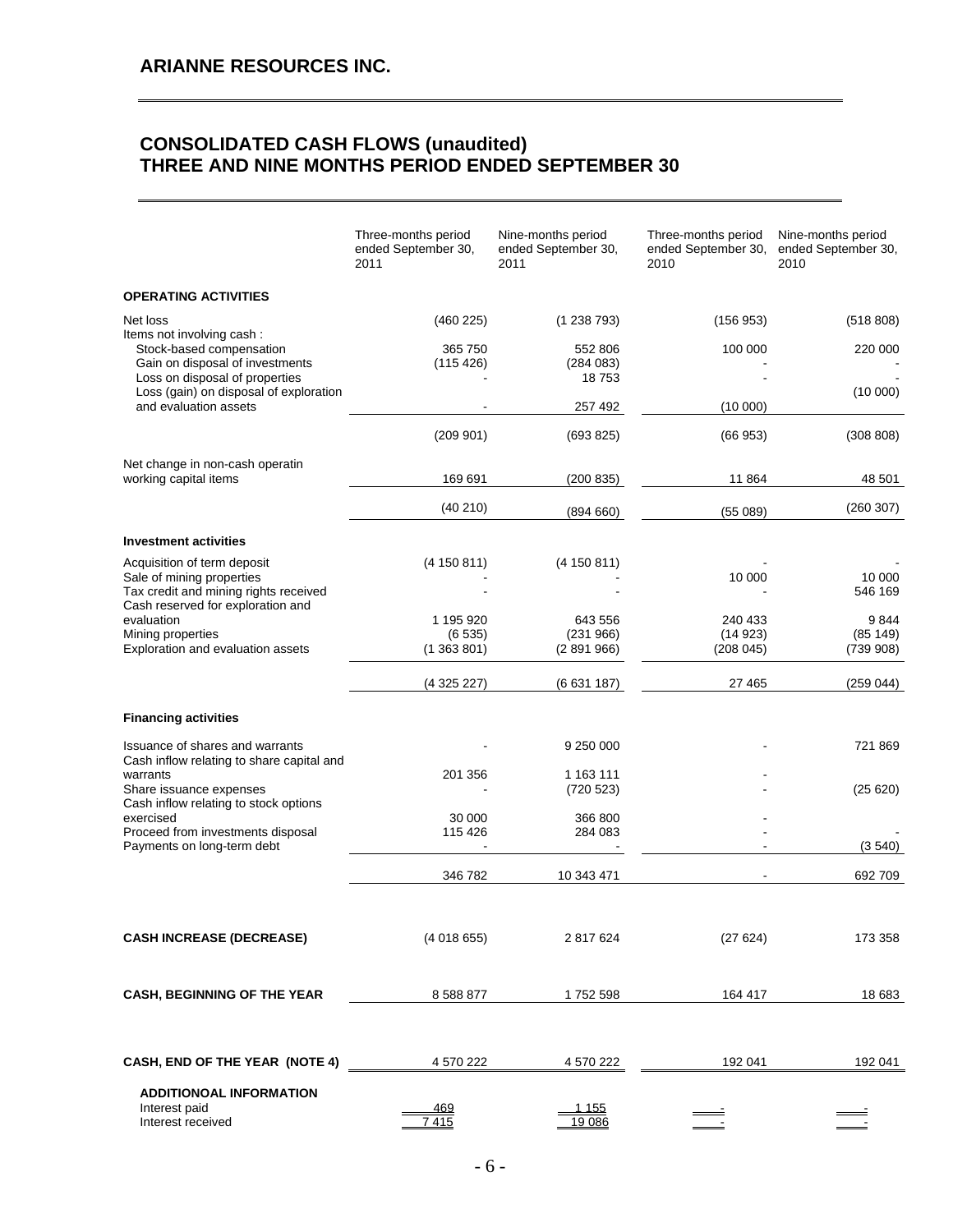## ARIANNE RESOURCES INC.

## CONSOLIDATED CASH FLOWS (unaudited)
## THREE AND NINE MONTHS PERIOD ENDED SEPTEMBER 30

| | Three-months period ended September 30, 2011 | Nine-months period ended September 30, 2011 | Three-months period ended September 30, 2010 | Nine-months period ended September 30, 2010 |
|---|---|---|---|---|
| **OPERATING ACTIVITIES** | | | | |
| Net loss | (460 225) | (1 238 793) | (156 953) | (518 808) |
| Items not involving cash : | | | | |
| Stock-based compensation | 365 750 | 552 806 | 100 000 | 220 000 |
| Gain on disposal of investments | (115 426) | (284 083) | - | - |
| Loss on disposal of properties | - | 18 753 | - | - |
| Loss (gain) on disposal of exploration and evaluation assets | - | 257 492 | (10 000) | (10 000) |
| | (209 901) | (693 825) | (66 953) | (308 808) |
| Net change in non-cash operatin working capital items | 169 691 | (200 835) | 11 864 | 48 501 |
| | (40 210) | (894 660) | (55 089) | (260 307) |
| **Investment activities** | | | | |
| Acquisition of term deposit | (4 150 811) | (4 150 811) | - | - |
| Sale of mining properties | - | - | 10 000 | 10 000 |
| Tax credit and mining rights received | - | - | - | 546 169 |
| Cash reserved for exploration and evaluation | 1 195 920 | 643 556 | 240 433 | 9 844 |
| Mining properties | (6 535) | (231 966) | (14 923) | (85 149) |
| Exploration and evaluation assets | (1 363 801) | (2 891 966) | (208 045) | (739 908) |
| | (4 325 227) | (6 631 187) | 27 465 | (259 044) |
| **Financing activities** | | | | |
| Issuance of shares and warrants | - | 9 250 000 | - | 721 869 |
| Cash inflow relating to share capital and warrants | 201 356 | 1 163 111 | - | |
| Share issuance expenses | - | (720 523) | - | (25 620) |
| Cash inflow relating to stock options exercised | 30 000 | 366 800 | - | |
| Proceed from investments disposal | 115 426 | 284 083 | - | - |
| Payments on long-term debt | - | - | - | (3 540) |
| | 346 782 | 10 343 471 | - | 692 709 |
| **CASH INCREASE (DECREASE)** | (4 018 655) | 2 817 624 | (27 624) | 173 358 |
| **CASH, BEGINNING OF THE YEAR** | 8 588 877 | 1 752 598 | 164 417 | 18 683 |
| **CASH, END OF THE YEAR (NOTE 4)** | 4 570 222 | 4 570 222 | 192 041 | 192 041 |
| **ADDITIONOAL INFORMATION** | | | | |
| Interest paid | 469 | 1 155 | - | - |
| Interest received | 7 415 | 19 086 | - | - |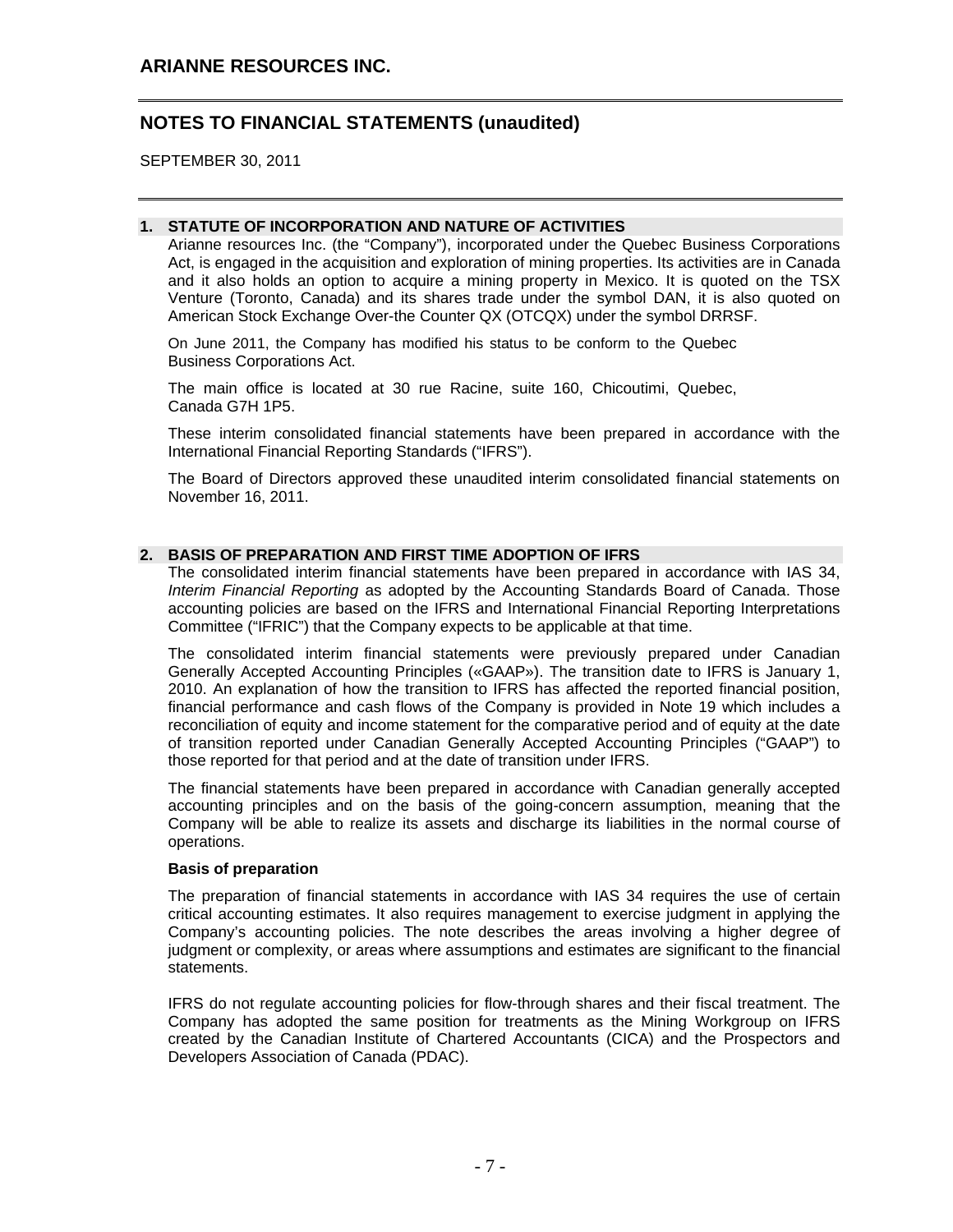## 1. STATUTE OF INCORPORATION AND NATURE OF ACTIVITIES

Arianne resources Inc. (the "Company"), incorporated under the Quebec Business Corporations Act, is engaged in the acquisition and exploration of mining properties. Its activities are in Canada and it also holds an option to acquire a mining property in Mexico. It is quoted on the TSX Venture (Toronto, Canada) and its shares trade under the symbol DAN, it is also quoted on American Stock Exchange Over-the Counter QX (OTCQX) under the symbol DRRSF.

On June 2011, the Company has modified his status to be conform to the Quebec Business Corporations Act.

The main office is located at 30 rue Racine, suite 160, Chicoutimi, Quebec, Canada G7H 1P5.

These interim consolidated financial statements have been prepared in accordance with the International Financial Reporting Standards ("IFRS").

The Board of Directors approved these unaudited interim consolidated financial statements on November 16, 2011.

## 2. BASIS OF PREPARATION AND FIRST TIME ADOPTION OF IFRS

The consolidated interim financial statements have been prepared in accordance with IAS 34, *Interim Financial Reporting* as adopted by the Accounting Standards Board of Canada. Those accounting policies are based on the IFRS and International Financial Reporting Interpretations Committee ("IFRIC") that the Company expects to be applicable at that time.

The consolidated interim financial statements were previously prepared under Canadian Generally Accepted Accounting Principles («GAAP»). The transition date to IFRS is January 1, 2010. An explanation of how the transition to IFRS has affected the reported financial position, financial performance and cash flows of the Company is provided in Note 19 which includes a reconciliation of equity and income statement for the comparative period and of equity at the date of transition reported under Canadian Generally Accepted Accounting Principles ("GAAP") to those reported for that period and at the date of transition under IFRS.

The financial statements have been prepared in accordance with Canadian generally accepted accounting principles and on the basis of the going-concern assumption, meaning that the Company will be able to realize its assets and discharge its liabilities in the normal course of operations.

**Basis of preparation**

The preparation of financial statements in accordance with IAS 34 requires the use of certain critical accounting estimates. It also requires management to exercise judgment in applying the Company's accounting policies. The note describes the areas involving a higher degree of judgment or complexity, or areas where assumptions and estimates are significant to the financial statements.

IFRS do not regulate accounting policies for flow-through shares and their fiscal treatment. The Company has adopted the same position for treatments as the Mining Workgroup on IFRS created by the Canadian Institute of Chartered Accountants (CICA) and the Prospectors and Developers Association of Canada (PDAC).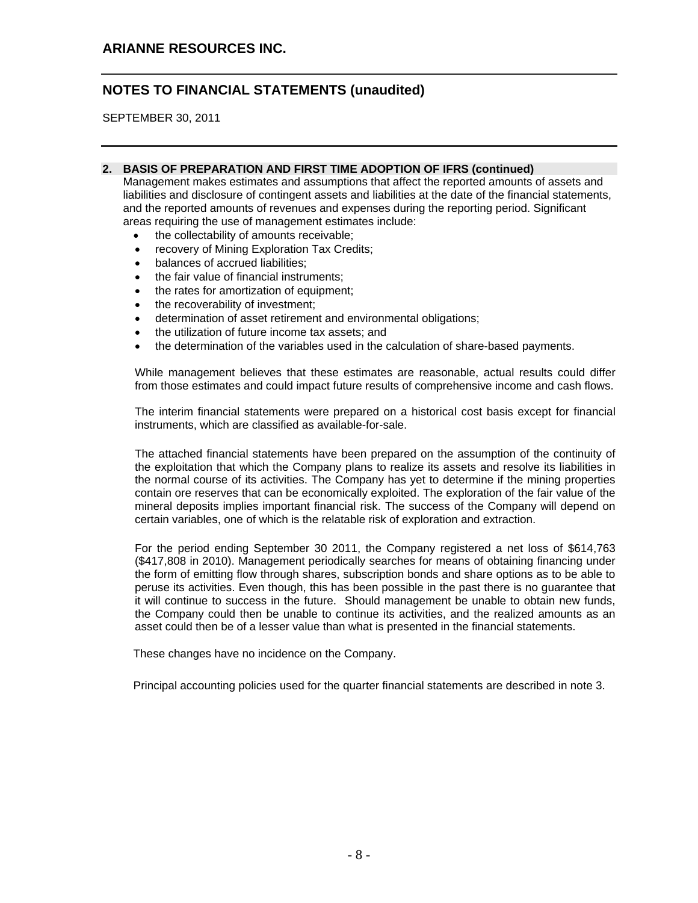## 2. BASIS OF PREPARATION AND FIRST TIME ADOPTION OF IFRS (continued)

Management makes estimates and assumptions that affect the reported amounts of assets and liabilities and disclosure of contingent assets and liabilities at the date of the financial statements, and the reported amounts of revenues and expenses during the reporting period. Significant areas requiring the use of management estimates include:

- the collectability of amounts receivable;
- recovery of Mining Exploration Tax Credits;
- balances of accrued liabilities;
- the fair value of financial instruments;
- the rates for amortization of equipment;
- the recoverability of investment;
- determination of asset retirement and environmental obligations;
- the utilization of future income tax assets; and
- the determination of the variables used in the calculation of share-based payments.

While management believes that these estimates are reasonable, actual results could differ from those estimates and could impact future results of comprehensive income and cash flows.

The interim financial statements were prepared on a historical cost basis except for financial instruments, which are classified as available-for-sale.

The attached financial statements have been prepared on the assumption of the continuity of the exploitation that which the Company plans to realize its assets and resolve its liabilities in the normal course of its activities. The Company has yet to determine if the mining properties contain ore reserves that can be economically exploited. The exploration of the fair value of the mineral deposits implies important financial risk. The success of the Company will depend on certain variables, one of which is the relatable risk of exploration and extraction.

For the period ending September 30 2011, the Company registered a net loss of $614,763 ($417,808 in 2010). Management periodically searches for means of obtaining financing under the form of emitting flow through shares, subscription bonds and share options as to be able to peruse its activities. Even though, this has been possible in the past there is no guarantee that it will continue to success in the future. Should management be unable to obtain new funds, the Company could then be unable to continue its activities, and the realized amounts as an asset could then be of a lesser value than what is presented in the financial statements.

These changes have no incidence on the Company.

Principal accounting policies used for the quarter financial statements are described in note 3.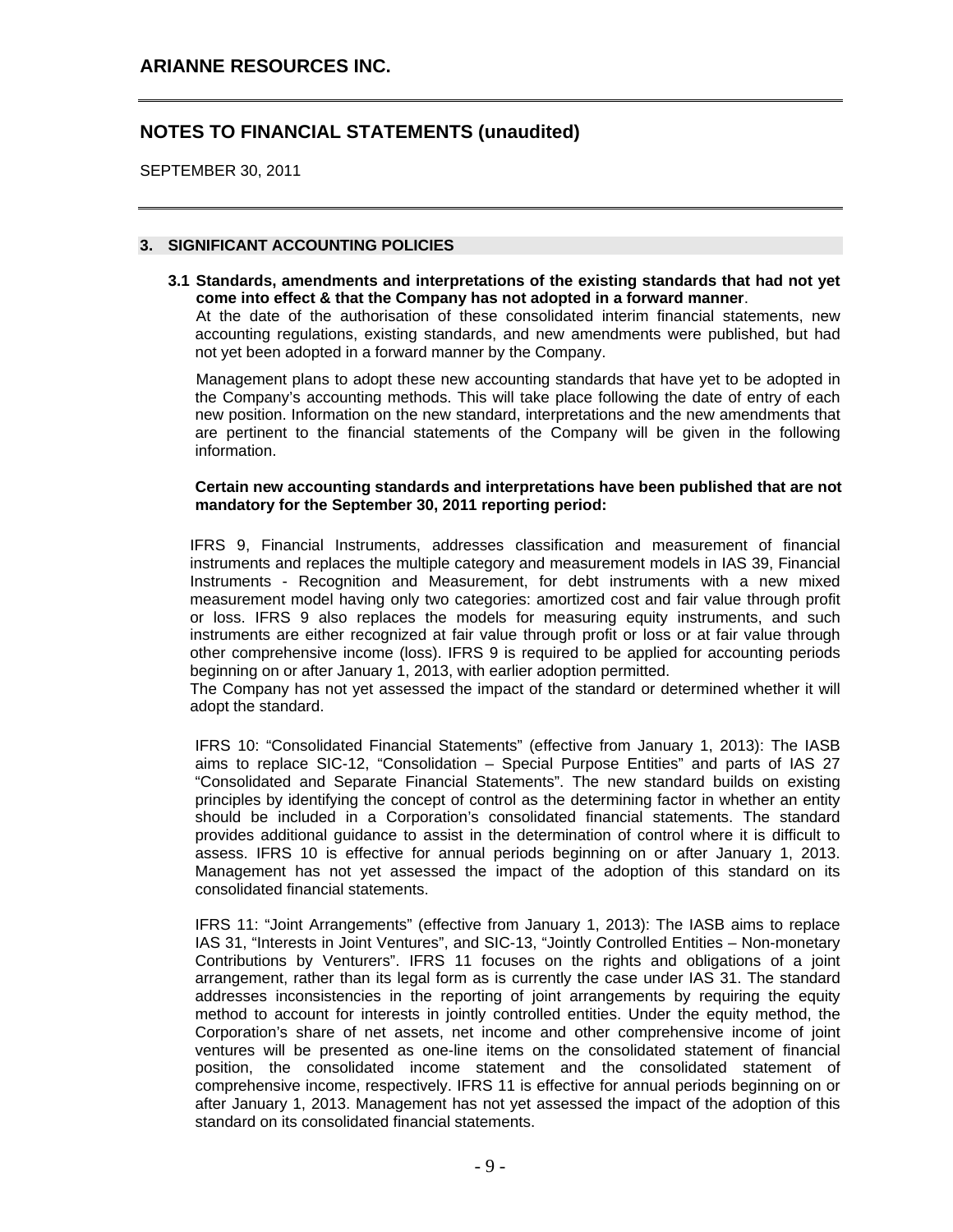## 3. SIGNIFICANT ACCOUNTING POLICIES

### 3.1 Standards, amendments and interpretations of the existing standards that had not yet come into effect & that the Company has not adopted in a forward manner.

At the date of the authorisation of these consolidated interim financial statements, new accounting regulations, existing standards, and new amendments were published, but had not yet been adopted in a forward manner by the Company.

Management plans to adopt these new accounting standards that have yet to be adopted in the Company's accounting methods. This will take place following the date of entry of each new position. Information on the new standard, interpretations and the new amendments that are pertinent to the financial statements of the Company will be given in the following information.

**Certain new accounting standards and interpretations have been published that are not mandatory for the September 30, 2011 reporting period:**

IFRS 9, Financial Instruments, addresses classification and measurement of financial instruments and replaces the multiple category and measurement models in IAS 39, Financial Instruments - Recognition and Measurement, for debt instruments with a new mixed measurement model having only two categories: amortized cost and fair value through profit or loss. IFRS 9 also replaces the models for measuring equity instruments, and such instruments are either recognized at fair value through profit or loss or at fair value through other comprehensive income (loss). IFRS 9 is required to be applied for accounting periods beginning on or after January 1, 2013, with earlier adoption permitted.
The Company has not yet assessed the impact of the standard or determined whether it will adopt the standard.

IFRS 10: "Consolidated Financial Statements" (effective from January 1, 2013): The IASB aims to replace SIC-12, "Consolidation – Special Purpose Entities" and parts of IAS 27 "Consolidated and Separate Financial Statements". The new standard builds on existing principles by identifying the concept of control as the determining factor in whether an entity should be included in a Corporation's consolidated financial statements. The standard provides additional guidance to assist in the determination of control where it is difficult to assess. IFRS 10 is effective for annual periods beginning on or after January 1, 2013. Management has not yet assessed the impact of the adoption of this standard on its consolidated financial statements.

IFRS 11: "Joint Arrangements" (effective from January 1, 2013): The IASB aims to replace IAS 31, "Interests in Joint Ventures", and SIC-13, "Jointly Controlled Entities – Non-monetary Contributions by Venturers". IFRS 11 focuses on the rights and obligations of a joint arrangement, rather than its legal form as is currently the case under IAS 31. The standard addresses inconsistencies in the reporting of joint arrangements by requiring the equity method to account for interests in jointly controlled entities. Under the equity method, the Corporation's share of net assets, net income and other comprehensive income of joint ventures will be presented as one-line items on the consolidated statement of financial position, the consolidated income statement and the consolidated statement of comprehensive income, respectively. IFRS 11 is effective for annual periods beginning on or after January 1, 2013. Management has not yet assessed the impact of the adoption of this standard on its consolidated financial statements.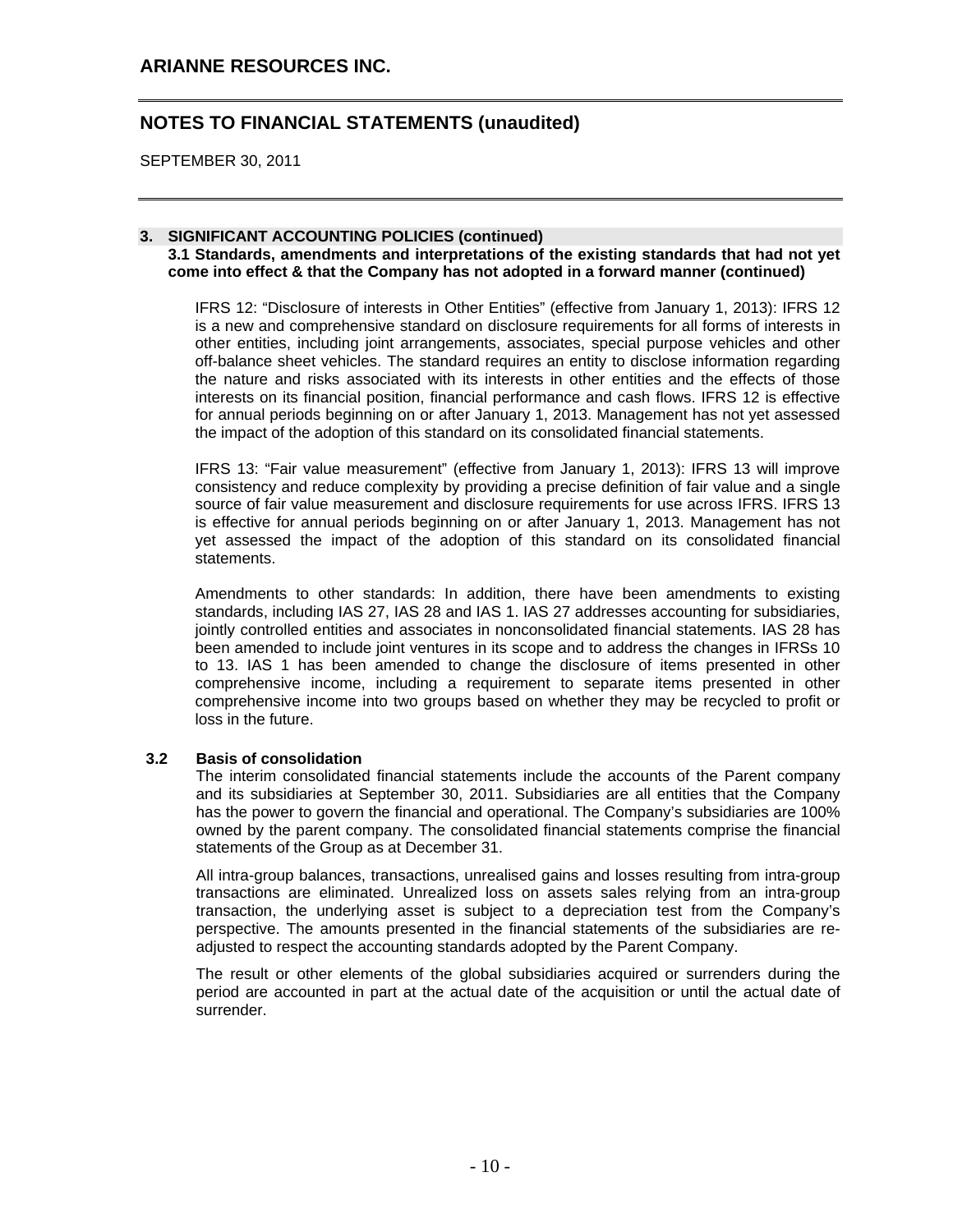### 3. SIGNIFICANT ACCOUNTING POLICIES (continued)

**3.1 Standards, amendments and interpretations of the existing standards that had not yet come into effect & that the Company has not adopted in a forward manner (continued)**

IFRS 12: "Disclosure of interests in Other Entities" (effective from January 1, 2013): IFRS 12 is a new and comprehensive standard on disclosure requirements for all forms of interests in other entities, including joint arrangements, associates, special purpose vehicles and other off-balance sheet vehicles. The standard requires an entity to disclose information regarding the nature and risks associated with its interests in other entities and the effects of those interests on its financial position, financial performance and cash flows. IFRS 12 is effective for annual periods beginning on or after January 1, 2013. Management has not yet assessed the impact of the adoption of this standard on its consolidated financial statements.

IFRS 13: "Fair value measurement" (effective from January 1, 2013): IFRS 13 will improve consistency and reduce complexity by providing a precise definition of fair value and a single source of fair value measurement and disclosure requirements for use across IFRS. IFRS 13 is effective for annual periods beginning on or after January 1, 2013. Management has not yet assessed the impact of the adoption of this standard on its consolidated financial statements.

Amendments to other standards: In addition, there have been amendments to existing standards, including IAS 27, IAS 28 and IAS 1. IAS 27 addresses accounting for subsidiaries, jointly controlled entities and associates in nonconsolidated financial statements. IAS 28 has been amended to include joint ventures in its scope and to address the changes in IFRSs 10 to 13. IAS 1 has been amended to change the disclosure of items presented in other comprehensive income, including a requirement to separate items presented in other comprehensive income into two groups based on whether they may be recycled to profit or loss in the future.

**3.2 Basis of consolidation**

The interim consolidated financial statements include the accounts of the Parent company and its subsidiaries at September 30, 2011. Subsidiaries are all entities that the Company has the power to govern the financial and operational. The Company's subsidiaries are 100% owned by the parent company. The consolidated financial statements comprise the financial statements of the Group as at December 31.

All intra-group balances, transactions, unrealised gains and losses resulting from intra-group transactions are eliminated. Unrealized loss on assets sales relying from an intra-group transaction, the underlying asset is subject to a depreciation test from the Company's perspective. The amounts presented in the financial statements of the subsidiaries are re-adjusted to respect the accounting standards adopted by the Parent Company.

The result or other elements of the global subsidiaries acquired or surrenders during the period are accounted in part at the actual date of the acquisition or until the actual date of surrender.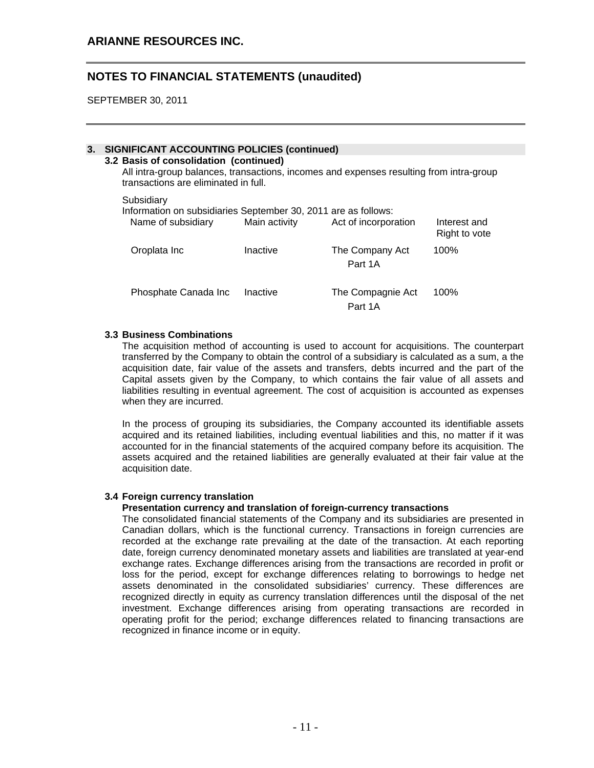## 3. SIGNIFICANT ACCOUNTING POLICIES (continued)

### 3.2 Basis of consolidation (continued)

All intra-group balances, transactions, incomes and expenses resulting from intra-group transactions are eliminated in full.

Subsidiary

Information on subsidiaries September 30, 2011 are as follows:

| Name of subsidiary | Main activity | Act of incorporation | Interest and Right to vote |
|---|---|---|---|
| Oroplata Inc | Inactive | The Company Act Part 1A | 100% |
| Phosphate Canada Inc | Inactive | The Compagnie Act Part 1A | 100% |

### 3.3 Business Combinations

The acquisition method of accounting is used to account for acquisitions. The counterpart transferred by the Company to obtain the control of a subsidiary is calculated as a sum, a the acquisition date, fair value of the assets and transfers, debts incurred and the part of the Capital assets given by the Company, to which contains the fair value of all assets and liabilities resulting in eventual agreement. The cost of acquisition is accounted as expenses when they are incurred.

In the process of grouping its subsidiaries, the Company accounted its identifiable assets acquired and its retained liabilities, including eventual liabilities and this, no matter if it was accounted for in the financial statements of the acquired company before its acquisition. The assets acquired and the retained liabilities are generally evaluated at their fair value at the acquisition date.

### 3.4 Foreign currency translation

**Presentation currency and translation of foreign-currency transactions**

The consolidated financial statements of the Company and its subsidiaries are presented in Canadian dollars, which is the functional currency. Transactions in foreign currencies are recorded at the exchange rate prevailing at the date of the transaction. At each reporting date, foreign currency denominated monetary assets and liabilities are translated at year-end exchange rates. Exchange differences arising from the transactions are recorded in profit or loss for the period, except for exchange differences relating to borrowings to hedge net assets denominated in the consolidated subsidiaries' currency. These differences are recognized directly in equity as currency translation differences until the disposal of the net investment. Exchange differences arising from operating transactions are recorded in operating profit for the period; exchange differences related to financing transactions are recognized in finance income or in equity.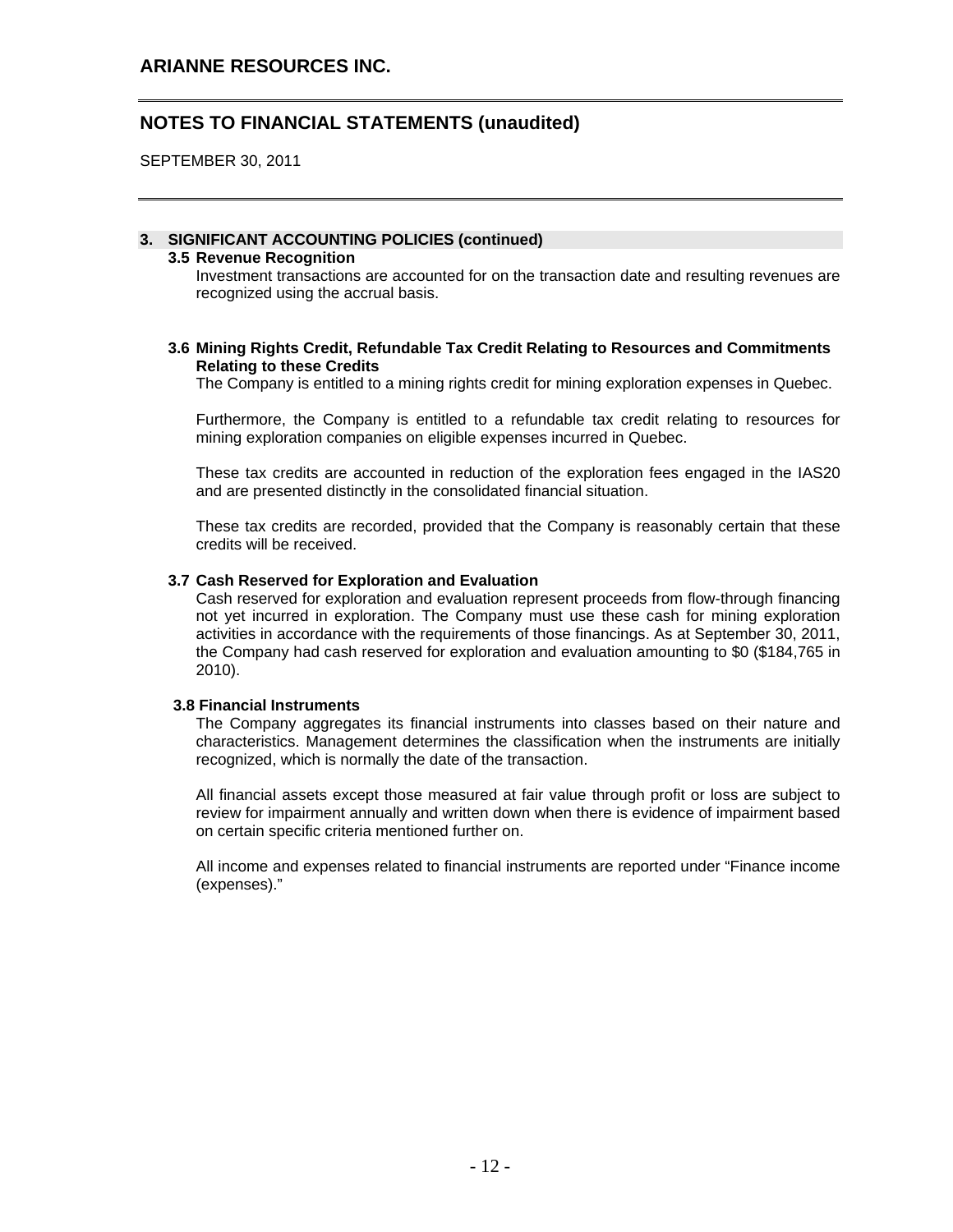## 3. SIGNIFICANT ACCOUNTING POLICIES (continued)

### 3.5 Revenue Recognition

Investment transactions are accounted for on the transaction date and resulting revenues are recognized using the accrual basis.

### 3.6 Mining Rights Credit, Refundable Tax Credit Relating to Resources and Commitments Relating to these Credits

The Company is entitled to a mining rights credit for mining exploration expenses in Quebec.

Furthermore, the Company is entitled to a refundable tax credit relating to resources for mining exploration companies on eligible expenses incurred in Quebec.

These tax credits are accounted in reduction of the exploration fees engaged in the IAS20 and are presented distinctly in the consolidated financial situation.

These tax credits are recorded, provided that the Company is reasonably certain that these credits will be received.

### 3.7 Cash Reserved for Exploration and Evaluation

Cash reserved for exploration and evaluation represent proceeds from flow-through financing not yet incurred in exploration. The Company must use these cash for mining exploration activities in accordance with the requirements of those financings. As at September 30, 2011, the Company had cash reserved for exploration and evaluation amounting to $0 ($184,765 in 2010).

### 3.8 Financial Instruments

The Company aggregates its financial instruments into classes based on their nature and characteristics. Management determines the classification when the instruments are initially recognized, which is normally the date of the transaction.

All financial assets except those measured at fair value through profit or loss are subject to review for impairment annually and written down when there is evidence of impairment based on certain specific criteria mentioned further on.

All income and expenses related to financial instruments are reported under "Finance income (expenses)."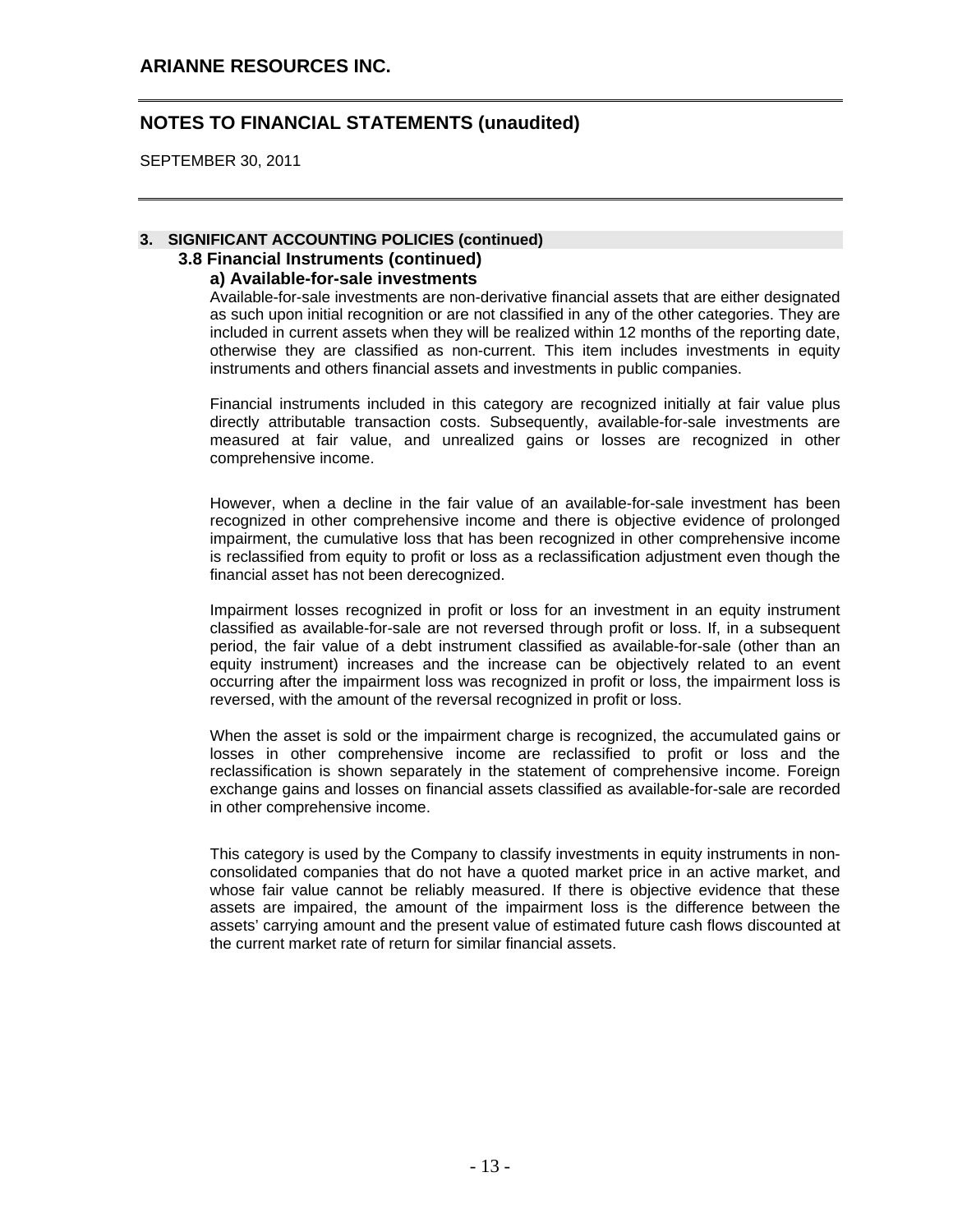## 3. SIGNIFICANT ACCOUNTING POLICIES (continued)

### 3.8 Financial Instruments (continued)

#### a) Available-for-sale investments

Available-for-sale investments are non-derivative financial assets that are either designated as such upon initial recognition or are not classified in any of the other categories. They are included in current assets when they will be realized within 12 months of the reporting date, otherwise they are classified as non-current. This item includes investments in equity instruments and others financial assets and investments in public companies.

Financial instruments included in this category are recognized initially at fair value plus directly attributable transaction costs. Subsequently, available-for-sale investments are measured at fair value, and unrealized gains or losses are recognized in other comprehensive income.

However, when a decline in the fair value of an available-for-sale investment has been recognized in other comprehensive income and there is objective evidence of prolonged impairment, the cumulative loss that has been recognized in other comprehensive income is reclassified from equity to profit or loss as a reclassification adjustment even though the financial asset has not been derecognized.

Impairment losses recognized in profit or loss for an investment in an equity instrument classified as available-for-sale are not reversed through profit or loss. If, in a subsequent period, the fair value of a debt instrument classified as available-for-sale (other than an equity instrument) increases and the increase can be objectively related to an event occurring after the impairment loss was recognized in profit or loss, the impairment loss is reversed, with the amount of the reversal recognized in profit or loss.

When the asset is sold or the impairment charge is recognized, the accumulated gains or losses in other comprehensive income are reclassified to profit or loss and the reclassification is shown separately in the statement of comprehensive income. Foreign exchange gains and losses on financial assets classified as available-for-sale are recorded in other comprehensive income.

This category is used by the Company to classify investments in equity instruments in non-consolidated companies that do not have a quoted market price in an active market, and whose fair value cannot be reliably measured. If there is objective evidence that these assets are impaired, the amount of the impairment loss is the difference between the assets' carrying amount and the present value of estimated future cash flows discounted at the current market rate of return for similar financial assets.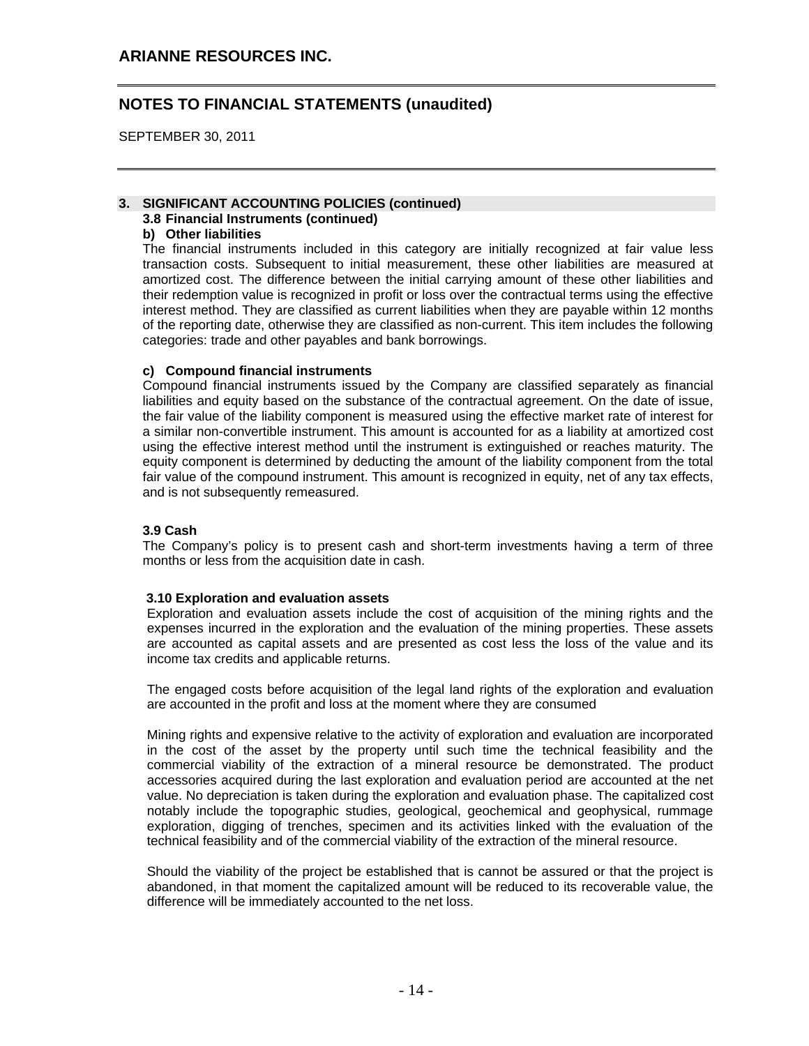## 3. SIGNIFICANT ACCOUNTING POLICIES (continued)

### 3.8 Financial Instruments (continued)

#### b) Other liabilities

The financial instruments included in this category are initially recognized at fair value less transaction costs. Subsequent to initial measurement, these other liabilities are measured at amortized cost. The difference between the initial carrying amount of these other liabilities and their redemption value is recognized in profit or loss over the contractual terms using the effective interest method. They are classified as current liabilities when they are payable within 12 months of the reporting date, otherwise they are classified as non-current. This item includes the following categories: trade and other payables and bank borrowings.

#### c) Compound financial instruments

Compound financial instruments issued by the Company are classified separately as financial liabilities and equity based on the substance of the contractual agreement. On the date of issue, the fair value of the liability component is measured using the effective market rate of interest for a similar non-convertible instrument. This amount is accounted for as a liability at amortized cost using the effective interest method until the instrument is extinguished or reaches maturity. The equity component is determined by deducting the amount of the liability component from the total fair value of the compound instrument. This amount is recognized in equity, net of any tax effects, and is not subsequently remeasured.

### 3.9 Cash

The Company's policy is to present cash and short-term investments having a term of three months or less from the acquisition date in cash.

### 3.10 Exploration and evaluation assets

Exploration and evaluation assets include the cost of acquisition of the mining rights and the expenses incurred in the exploration and the evaluation of the mining properties. These assets are accounted as capital assets and are presented as cost less the loss of the value and its income tax credits and applicable returns.

The engaged costs before acquisition of the legal land rights of the exploration and evaluation are accounted in the profit and loss at the moment where they are consumed

Mining rights and expensive relative to the activity of exploration and evaluation are incorporated in the cost of the asset by the property until such time the technical feasibility and the commercial viability of the extraction of a mineral resource be demonstrated. The product accessories acquired during the last exploration and evaluation period are accounted at the net value. No depreciation is taken during the exploration and evaluation phase. The capitalized cost notably include the topographic studies, geological, geochemical and geophysical, rummage exploration, digging of trenches, specimen and its activities linked with the evaluation of the technical feasibility and of the commercial viability of the extraction of the mineral resource.

Should the viability of the project be established that is cannot be assured or that the project is abandoned, in that moment the capitalized amount will be reduced to its recoverable value, the difference will be immediately accounted to the net loss.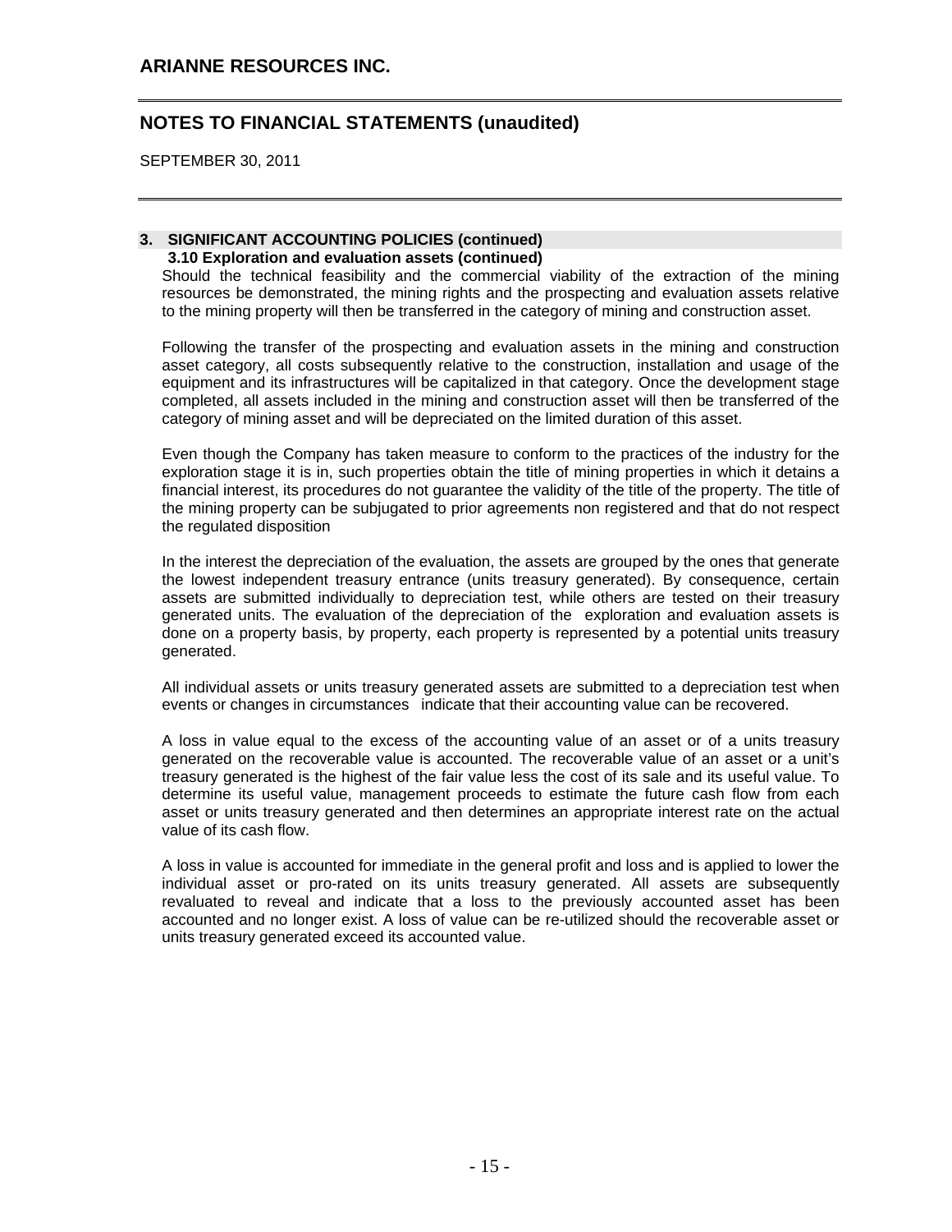# ARIANNE RESOURCES INC.

## NOTES TO FINANCIAL STATEMENTS (unaudited)

SEPTEMBER 30, 2011

### 3. SIGNIFICANT ACCOUNTING POLICIES (continued)

#### 3.10 Exploration and evaluation assets (continued)

Should the technical feasibility and the commercial viability of the extraction of the mining resources be demonstrated, the mining rights and the prospecting and evaluation assets relative to the mining property will then be transferred in the category of mining and construction asset.

Following the transfer of the prospecting and evaluation assets in the mining and construction asset category, all costs subsequently relative to the construction, installation and usage of the equipment and its infrastructures will be capitalized in that category. Once the development stage completed, all assets included in the mining and construction asset will then be transferred of the category of mining asset and will be depreciated on the limited duration of this asset.

Even though the Company has taken measure to conform to the practices of the industry for the exploration stage it is in, such properties obtain the title of mining properties in which it detains a financial interest, its procedures do not guarantee the validity of the title of the property. The title of the mining property can be subjugated to prior agreements non registered and that do not respect the regulated disposition

In the interest the depreciation of the evaluation, the assets are grouped by the ones that generate the lowest independent treasury entrance (units treasury generated). By consequence, certain assets are submitted individually to depreciation test, while others are tested on their treasury generated units. The evaluation of the depreciation of the exploration and evaluation assets is done on a property basis, by property, each property is represented by a potential units treasury generated.

All individual assets or units treasury generated assets are submitted to a depreciation test when events or changes in circumstances indicate that their accounting value can be recovered.

A loss in value equal to the excess of the accounting value of an asset or of a units treasury generated on the recoverable value is accounted. The recoverable value of an asset or a unit's treasury generated is the highest of the fair value less the cost of its sale and its useful value. To determine its useful value, management proceeds to estimate the future cash flow from each asset or units treasury generated and then determines an appropriate interest rate on the actual value of its cash flow.

A loss in value is accounted for immediate in the general profit and loss and is applied to lower the individual asset or pro-rated on its units treasury generated. All assets are subsequently revaluated to reveal and indicate that a loss to the previously accounted asset has been accounted and no longer exist. A loss of value can be re-utilized should the recoverable asset or units treasury generated exceed its accounted value.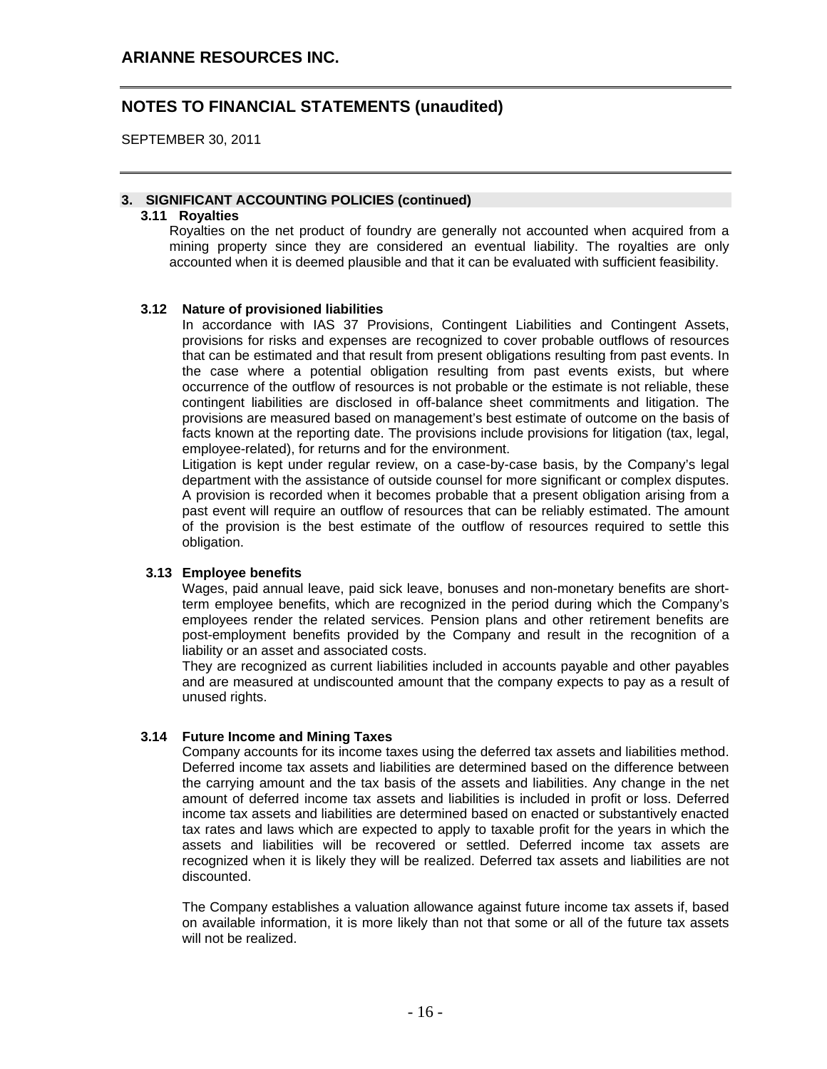## 3. SIGNIFICANT ACCOUNTING POLICIES (continued)

### 3.11 Royalties

Royalties on the net product of foundry are generally not accounted when acquired from a mining property since they are considered an eventual liability. The royalties are only accounted when it is deemed plausible and that it can be evaluated with sufficient feasibility.

### 3.12 Nature of provisioned liabilities

In accordance with IAS 37 Provisions, Contingent Liabilities and Contingent Assets, provisions for risks and expenses are recognized to cover probable outflows of resources that can be estimated and that result from present obligations resulting from past events. In the case where a potential obligation resulting from past events exists, but where occurrence of the outflow of resources is not probable or the estimate is not reliable, these contingent liabilities are disclosed in off-balance sheet commitments and litigation. The provisions are measured based on management's best estimate of outcome on the basis of facts known at the reporting date. The provisions include provisions for litigation (tax, legal, employee-related), for returns and for the environment.

Litigation is kept under regular review, on a case-by-case basis, by the Company's legal department with the assistance of outside counsel for more significant or complex disputes. A provision is recorded when it becomes probable that a present obligation arising from a past event will require an outflow of resources that can be reliably estimated. The amount of the provision is the best estimate of the outflow of resources required to settle this obligation.

### 3.13 Employee benefits

Wages, paid annual leave, paid sick leave, bonuses and non-monetary benefits are short-term employee benefits, which are recognized in the period during which the Company's employees render the related services. Pension plans and other retirement benefits are post-employment benefits provided by the Company and result in the recognition of a liability or an asset and associated costs.

They are recognized as current liabilities included in accounts payable and other payables and are measured at undiscounted amount that the company expects to pay as a result of unused rights.

### 3.14 Future Income and Mining Taxes

Company accounts for its income taxes using the deferred tax assets and liabilities method. Deferred income tax assets and liabilities are determined based on the difference between the carrying amount and the tax basis of the assets and liabilities. Any change in the net amount of deferred income tax assets and liabilities is included in profit or loss. Deferred income tax assets and liabilities are determined based on enacted or substantively enacted tax rates and laws which are expected to apply to taxable profit for the years in which the assets and liabilities will be recovered or settled. Deferred income tax assets are recognized when it is likely they will be realized. Deferred tax assets and liabilities are not discounted.

The Company establishes a valuation allowance against future income tax assets if, based on available information, it is more likely than not that some or all of the future tax assets will not be realized.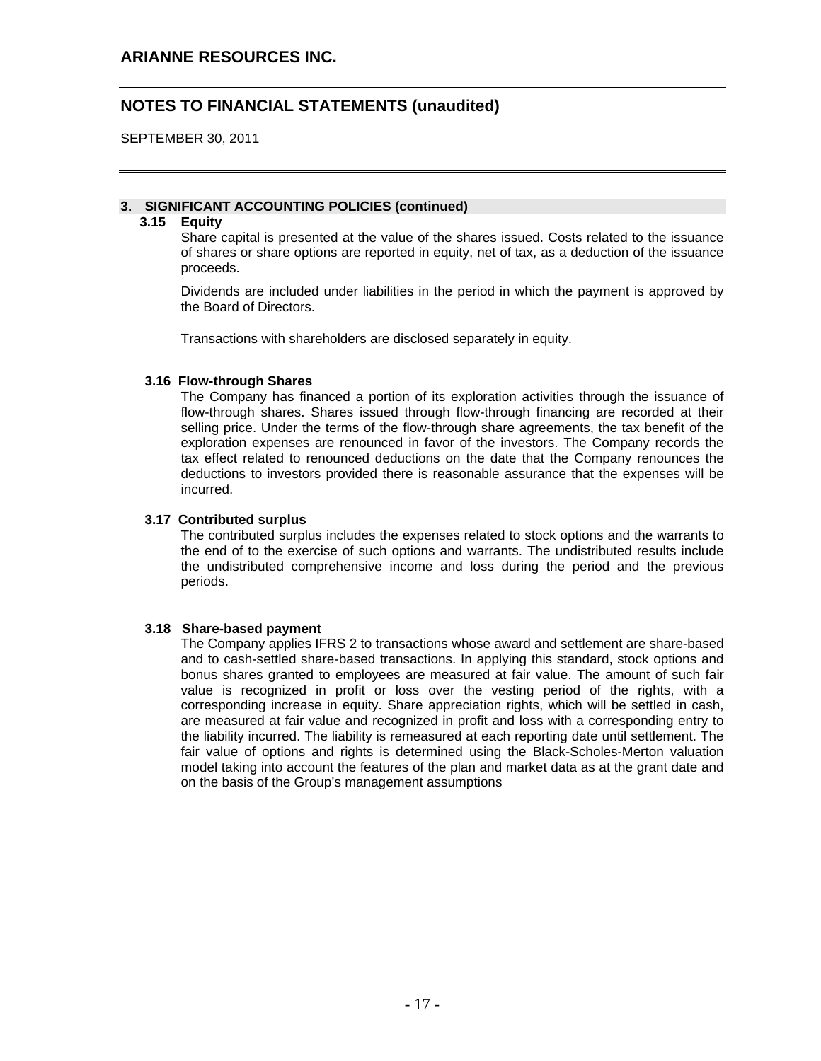### 3. SIGNIFICANT ACCOUNTING POLICIES (continued)

**3.15 Equity**

Share capital is presented at the value of the shares issued. Costs related to the issuance of shares or share options are reported in equity, net of tax, as a deduction of the issuance proceeds.

Dividends are included under liabilities in the period in which the payment is approved by the Board of Directors.

Transactions with shareholders are disclosed separately in equity.

**3.16 Flow-through Shares**

The Company has financed a portion of its exploration activities through the issuance of flow-through shares. Shares issued through flow-through financing are recorded at their selling price. Under the terms of the flow-through share agreements, the tax benefit of the exploration expenses are renounced in favor of the investors. The Company records the tax effect related to renounced deductions on the date that the Company renounces the deductions to investors provided there is reasonable assurance that the expenses will be incurred.

**3.17 Contributed surplus**

The contributed surplus includes the expenses related to stock options and the warrants to the end of to the exercise of such options and warrants. The undistributed results include the undistributed comprehensive income and loss during the period and the previous periods.

**3.18 Share-based payment**

The Company applies IFRS 2 to transactions whose award and settlement are share-based and to cash-settled share-based transactions. In applying this standard, stock options and bonus shares granted to employees are measured at fair value. The amount of such fair value is recognized in profit or loss over the vesting period of the rights, with a corresponding increase in equity. Share appreciation rights, which will be settled in cash, are measured at fair value and recognized in profit and loss with a corresponding entry to the liability incurred. The liability is remeasured at each reporting date until settlement. The fair value of options and rights is determined using the Black-Scholes-Merton valuation model taking into account the features of the plan and market data as at the grant date and on the basis of the Group's management assumptions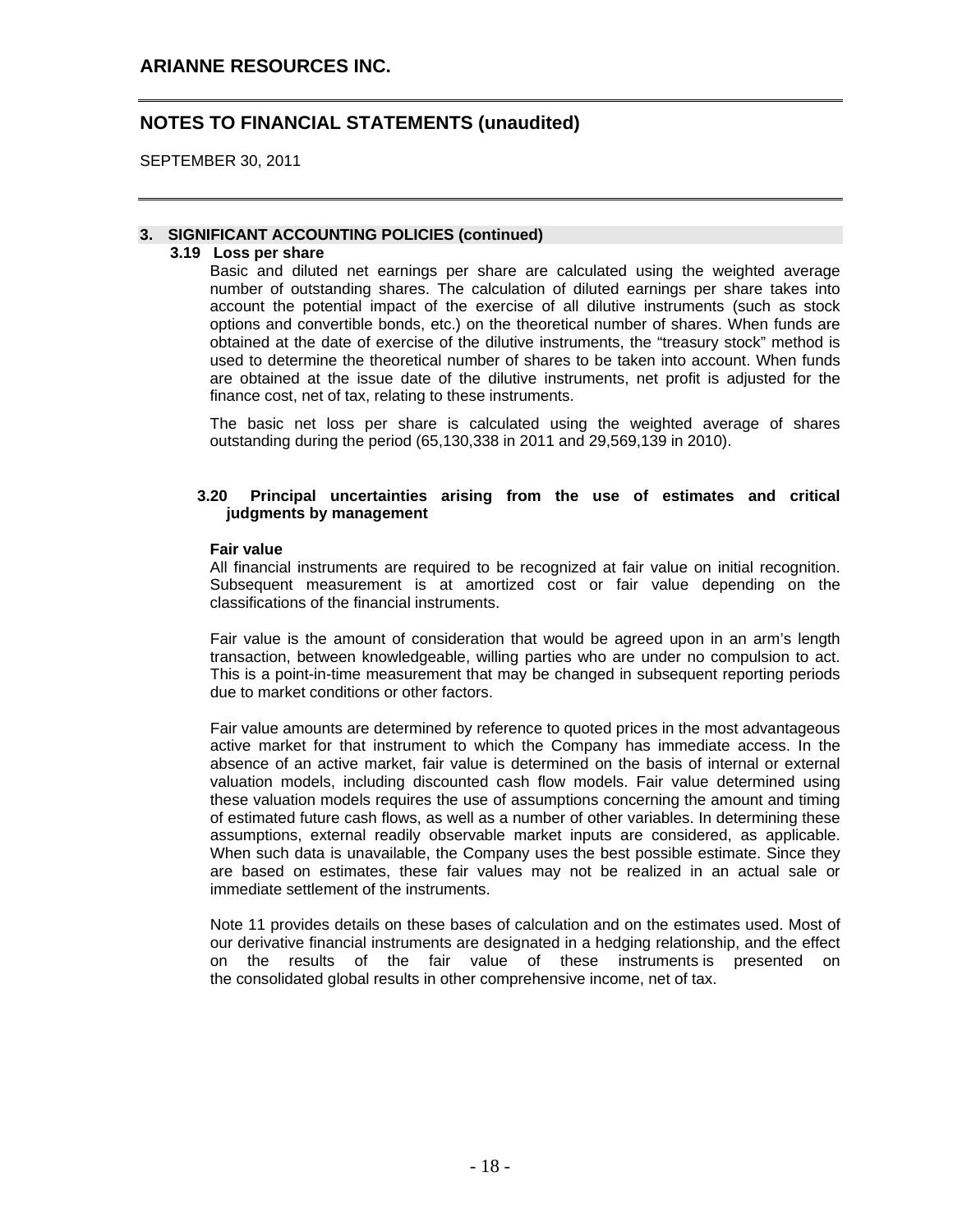## 3. SIGNIFICANT ACCOUNTING POLICIES (continued)

### 3.19 Loss per share

Basic and diluted net earnings per share are calculated using the weighted average number of outstanding shares. The calculation of diluted earnings per share takes into account the potential impact of the exercise of all dilutive instruments (such as stock options and convertible bonds, etc.) on the theoretical number of shares. When funds are obtained at the date of exercise of the dilutive instruments, the "treasury stock" method is used to determine the theoretical number of shares to be taken into account. When funds are obtained at the issue date of the dilutive instruments, net profit is adjusted for the finance cost, net of tax, relating to these instruments.

The basic net loss per share is calculated using the weighted average of shares outstanding during the period (65,130,338 in 2011 and 29,569,139 in 2010).

### 3.20 Principal uncertainties arising from the use of estimates and critical judgments by management

**Fair value**

All financial instruments are required to be recognized at fair value on initial recognition. Subsequent measurement is at amortized cost or fair value depending on the classifications of the financial instruments.

Fair value is the amount of consideration that would be agreed upon in an arm's length transaction, between knowledgeable, willing parties who are under no compulsion to act. This is a point-in-time measurement that may be changed in subsequent reporting periods due to market conditions or other factors.

Fair value amounts are determined by reference to quoted prices in the most advantageous active market for that instrument to which the Company has immediate access. In the absence of an active market, fair value is determined on the basis of internal or external valuation models, including discounted cash flow models. Fair value determined using these valuation models requires the use of assumptions concerning the amount and timing of estimated future cash flows, as well as a number of other variables. In determining these assumptions, external readily observable market inputs are considered, as applicable. When such data is unavailable, the Company uses the best possible estimate. Since they are based on estimates, these fair values may not be realized in an actual sale or immediate settlement of the instruments.

Note 11 provides details on these bases of calculation and on the estimates used. Most of our derivative financial instruments are designated in a hedging relationship, and the effect on the results of the fair value of these instruments is presented on the consolidated global results in other comprehensive income, net of tax.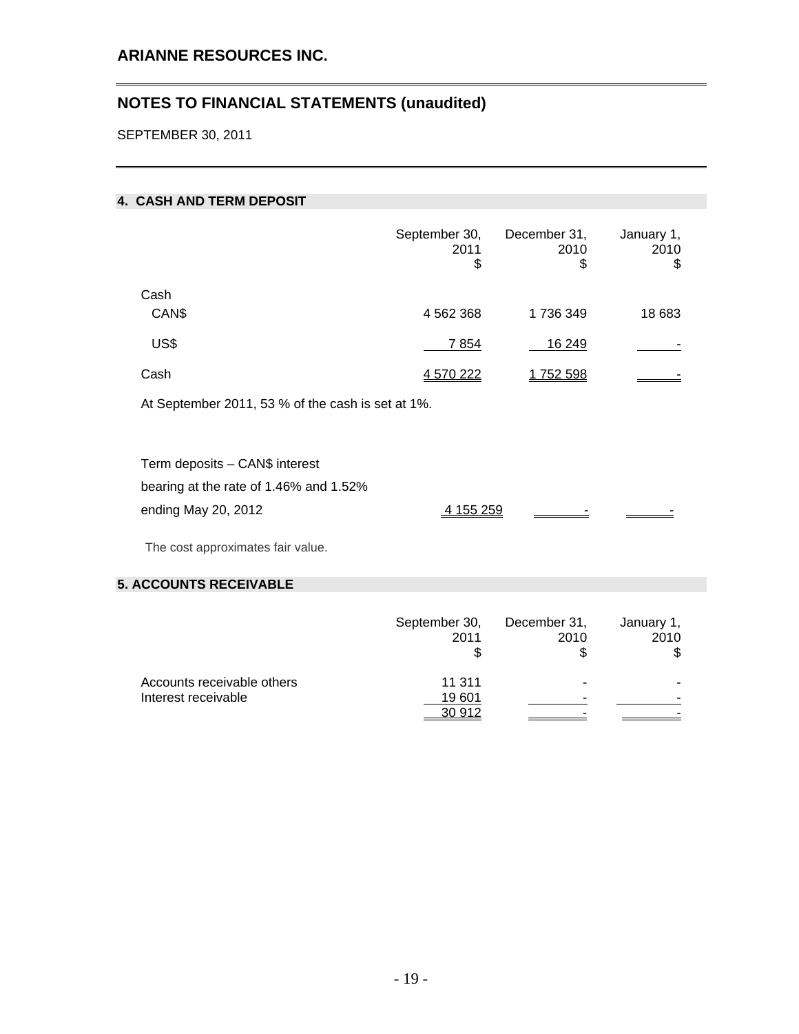# ARIANNE RESOURCES INC.

## NOTES TO FINANCIAL STATEMENTS (unaudited)

SEPTEMBER 30, 2011

### 4. CASH AND TERM DEPOSIT

| | September 30, 2011 $ | December 31, 2010 $ | January 1, 2010 $ |
|---|---|---|---|
| Cash | | | |
| CAN$ | 4 562 368 | 1 736 349 | 18 683 |
| US$ | 7 854 | 16 249 | - |
| Cash | 4 570 222 | 1 752 598 | - |

At September 2011, 53 % of the cash is set at 1%.

| | September 30, 2011 $ | December 31, 2010 $ | January 1, 2010 $ |
|---|---|---|---|
| Term deposits – CAN$ interest bearing at the rate of 1.46% and 1.52% ending May 20, 2012 | 4 155 259 | - | - |

The cost approximates fair value.

### 5. ACCOUNTS RECEIVABLE

| | September 30, 2011 $ | December 31, 2010 $ | January 1, 2010 $ |
|---|---|---|---|
| Accounts receivable others | 11 311 | - | - |
| Interest receivable | 19 601 | - | - |
| | 30 912 | - | - |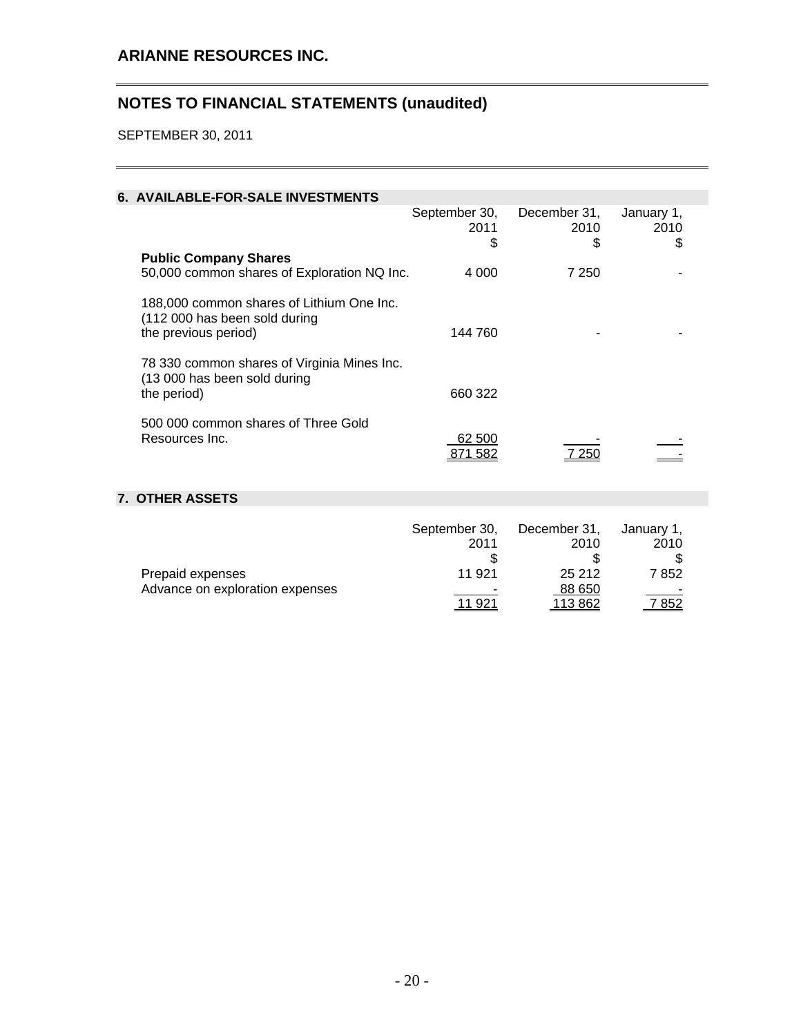## ARIANNE RESOURCES INC.

## NOTES TO FINANCIAL STATEMENTS (unaudited)

SEPTEMBER 30, 2011

### 6. AVAILABLE-FOR-SALE INVESTMENTS

| | September 30, 2011 $ | December 31, 2010 $ | January 1, 2010 $ |
|---|---|---|---|
| **Public Company Shares** | | | |
| 50,000 common shares of Exploration NQ Inc. | 4 000 | 7 250 | - |
| 188,000 common shares of Lithium One Inc. (112 000 has been sold during the previous period) | 144 760 | - | - |
| 78 330 common shares of Virginia Mines Inc. (13 000 has been sold during the period) | 660 322 | | |
| 500 000 common shares of Three Gold Resources Inc. | 62 500 | - | - |
| | 871 582 | 7 250 | - |

### 7. OTHER ASSETS

| | September 30, 2011 $ | December 31, 2010 $ | January 1, 2010 $ |
|---|---|---|---|
| Prepaid expenses | 11 921 | 25 212 | 7 852 |
| Advance on exploration expenses | - | 88 650 | - |
| | 11 921 | 113 862 | 7 852 |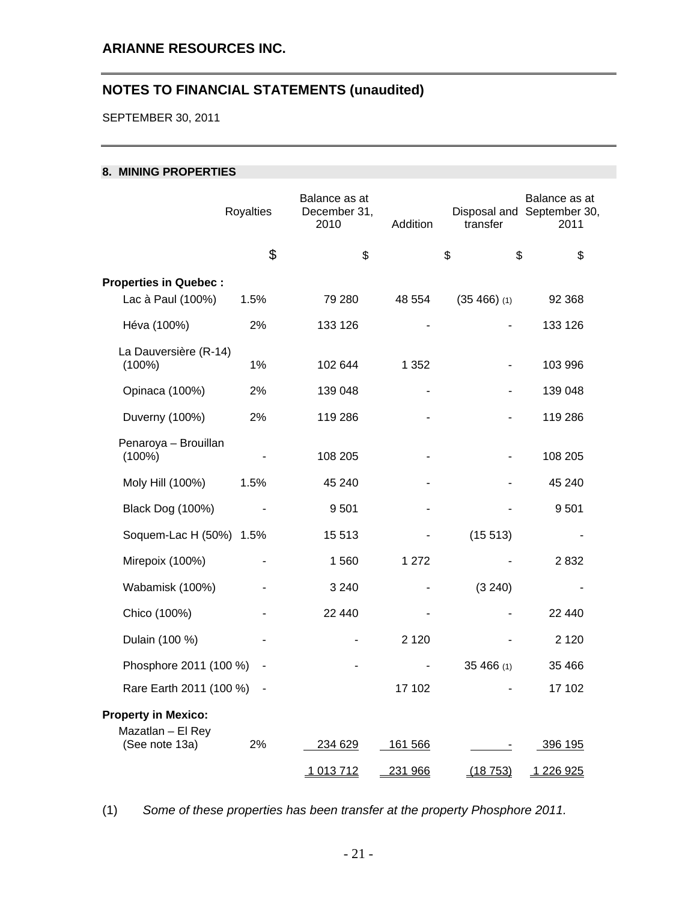## ARIANNE RESOURCES INC.

## NOTES TO FINANCIAL STATEMENTS (unaudited)

SEPTEMBER 30, 2011

### 8. MINING PROPERTIES

| | Royalties | Balance as at December 31, 2010 | Addition | Disposal and transfer | Balance as at September 30, 2011 |
|---|---|---|---|---|---|
| | $ | $ | $ | $ | $ |
| **Properties in Quebec :** | | | | | |
| Lac à Paul (100%) | 1.5% | 79 280 | 48 554 | (35 466) (1) | 92 368 |
| Héva (100%) | 2% | 133 126 | - | - | 133 126 |
| La Dauversière (R-14) (100%) | 1% | 102 644 | 1 352 | - | 103 996 |
| Opinaca (100%) | 2% | 139 048 | - | - | 139 048 |
| Duverny (100%) | 2% | 119 286 | - | - | 119 286 |
| Penaroya – Brouillan (100%) | - | 108 205 | - | - | 108 205 |
| Moly Hill (100%) | 1.5% | 45 240 | - | - | 45 240 |
| Black Dog (100%) | - | 9 501 | - | - | 9 501 |
| Soquem-Lac H (50%) | 1.5% | 15 513 | - | (15 513) | - |
| Mirepoix (100%) | - | 1 560 | 1 272 | - | 2 832 |
| Wabamisk (100%) | - | 3 240 | - | (3 240) | - |
| Chico (100%) | - | 22 440 | - | - | 22 440 |
| Dulain (100 %) | - | - | 2 120 | - | 2 120 |
| Phosphore 2011 (100 %) | - | - | - | 35 466 (1) | 35 466 |
| Rare Earth 2011 (100 %) | - | | 17 102 | - | 17 102 |
| **Property in Mexico:** | | | | | |
| Mazatlan – El Rey (See note 13a) | 2% | 234 629 | 161 566 | - | 396 195 |
| | | 1 013 712 | 231 966 | (18 753) | 1 226 925 |

(1) *Some of these properties has been transfer at the property Phosphore 2011.*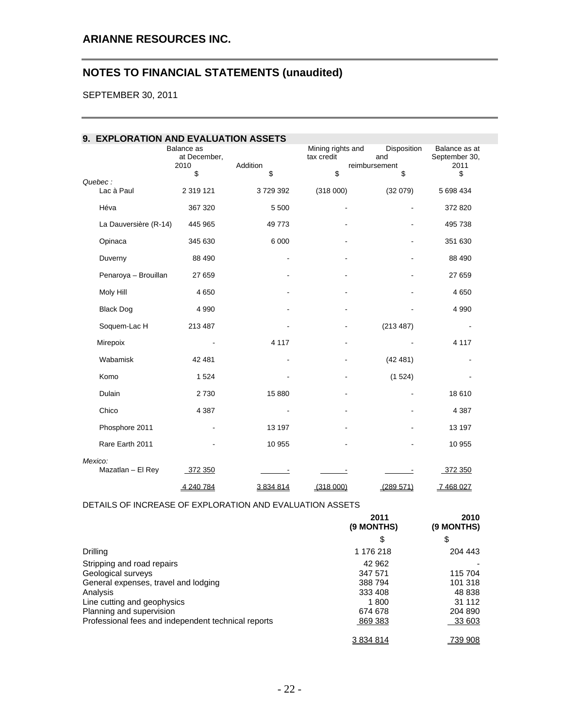## ARIANNE RESOURCES INC.

## NOTES TO FINANCIAL STATEMENTS (unaudited)

SEPTEMBER 30, 2011

### 9. EXPLORATION AND EVALUATION ASSETS

| | Balance as at December, 2010 | Addition | Mining rights and tax credit | Disposition and reimbursement | Balance as at September 30, 2011 |
|---|---|---|---|---|---|
| | $ | $ | $ | $ | $ |
| *Quebec :* | | | | | |
| Lac à Paul | 2 319 121 | 3 729 392 | (318 000) | (32 079) | 5 698 434 |
| Héva | 367 320 | 5 500 | - | - | 372 820 |
| La Dauversière (R-14) | 445 965 | 49 773 | - | - | 495 738 |
| Opinaca | 345 630 | 6 000 | - | - | 351 630 |
| Duverny | 88 490 | - | - | - | 88 490 |
| Penaroya – Brouillan | 27 659 | - | - | - | 27 659 |
| Moly Hill | 4 650 | - | - | - | 4 650 |
| Black Dog | 4 990 | - | - | - | 4 990 |
| Soquem-Lac H | 213 487 | - | - | (213 487) | - |
| Mirepoix | - | 4 117 | - | - | 4 117 |
| Wabamisk | 42 481 | - | - | (42 481) | - |
| Komo | 1 524 | - | - | (1 524) | - |
| Dulain | 2 730 | 15 880 | - | - | 18 610 |
| Chico | 4 387 | - | - | - | 4 387 |
| Phosphore 2011 | - | 13 197 | - | - | 13 197 |
| Rare Earth 2011 | - | 10 955 | - | - | 10 955 |
| *Mexico:* | | | | | |
| Mazatlan – El Rey | 372 350 | - | - | - | 372 350 |
| | 4 240 784 | 3 834 814 | (318 000) | (289 571) | 7 468 027 |

DETAILS OF INCREASE OF EXPLORATION AND EVALUATION ASSETS

| | 2011 (9 MONTHS) | 2010 (9 MONTHS) |
|---|---|---|
| | $ | $ |
| Drilling | 1 176 218 | 204 443 |
| Stripping and road repairs | 42 962 | - |
| Geological surveys | 347 571 | 115 704 |
| General expenses, travel and lodging | 388 794 | 101 318 |
| Analysis | 333 408 | 48 838 |
| Line cutting and geophysics | 1 800 | 31 112 |
| Planning and supervision | 674 678 | 204 890 |
| Professional fees and independent technical reports | 869 383 | 33 603 |
| | 3 834 814 | 739 908 |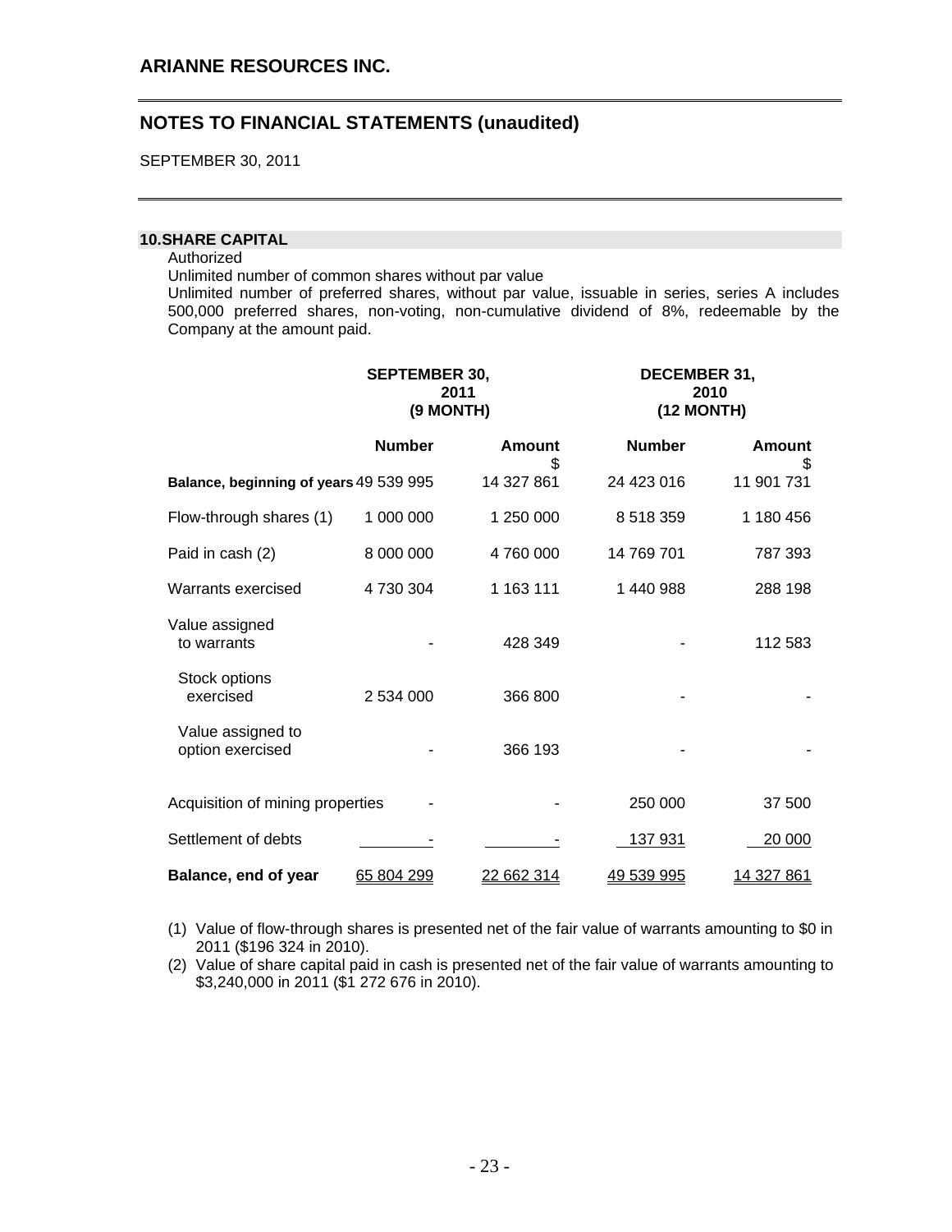**ARIANNE RESOURCES INC.**

## NOTES TO FINANCIAL STATEMENTS (unaudited)

SEPTEMBER 30, 2011

### 10. SHARE CAPITAL

Authorized

Unlimited number of common shares without par value

Unlimited number of preferred shares, without par value, issuable in series, series A includes 500,000 preferred shares, non-voting, non-cumulative dividend of 8%, redeemable by the Company at the amount paid.

| | SEPTEMBER 30, 2011 (9 MONTH) | | DECEMBER 31, 2010 (12 MONTH) | |
|---|---|---|---|---|
| | **Number** | **Amount** $ | **Number** | **Amount** $ |
| **Balance, beginning of years** | 49 539 995 | 14 327 861 | 24 423 016 | 11 901 731 |
| Flow-through shares (1) | 1 000 000 | 1 250 000 | 8 518 359 | 1 180 456 |
| Paid in cash (2) | 8 000 000 | 4 760 000 | 14 769 701 | 787 393 |
| Warrants exercised | 4 730 304 | 1 163 111 | 1 440 988 | 288 198 |
| Value assigned to warrants | - | 428 349 | - | 112 583 |
| Stock options exercised | 2 534 000 | 366 800 | - | - |
| Value assigned to option exercised | - | 366 193 | - | - |
| Acquisition of mining properties | - | - | 250 000 | 37 500 |
| Settlement of debts | - | - | 137 931 | 20 000 |
| **Balance, end of year** | 65 804 299 | 22 662 314 | 49 539 995 | 14 327 861 |

(1) Value of flow-through shares is presented net of the fair value of warrants amounting to $0 in 2011 ($196 324 in 2010).

(2) Value of share capital paid in cash is presented net of the fair value of warrants amounting to $3,240,000 in 2011 ($1 272 676 in 2010).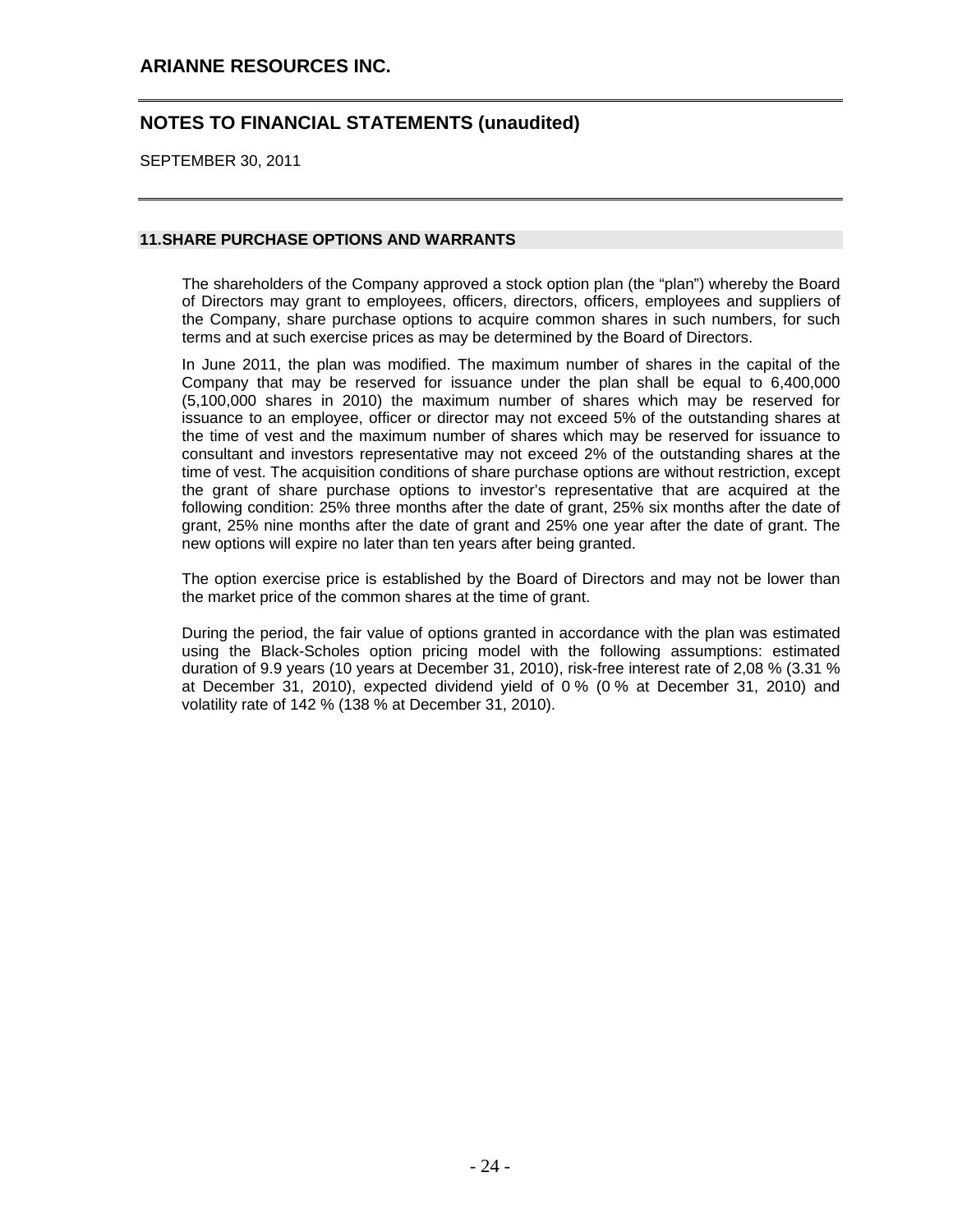## 11. SHARE PURCHASE OPTIONS AND WARRANTS

The shareholders of the Company approved a stock option plan (the "plan") whereby the Board of Directors may grant to employees, officers, directors, officers, employees and suppliers of the Company, share purchase options to acquire common shares in such numbers, for such terms and at such exercise prices as may be determined by the Board of Directors.

In June 2011, the plan was modified. The maximum number of shares in the capital of the Company that may be reserved for issuance under the plan shall be equal to 6,400,000 (5,100,000 shares in 2010) the maximum number of shares which may be reserved for issuance to an employee, officer or director may not exceed 5% of the outstanding shares at the time of vest and the maximum number of shares which may be reserved for issuance to consultant and investors representative may not exceed 2% of the outstanding shares at the time of vest. The acquisition conditions of share purchase options are without restriction, except the grant of share purchase options to investor's representative that are acquired at the following condition: 25% three months after the date of grant, 25% six months after the date of grant, 25% nine months after the date of grant and 25% one year after the date of grant. The new options will expire no later than ten years after being granted.

The option exercise price is established by the Board of Directors and may not be lower than the market price of the common shares at the time of grant.

During the period, the fair value of options granted in accordance with the plan was estimated using the Black-Scholes option pricing model with the following assumptions: estimated duration of 9.9 years (10 years at December 31, 2010), risk-free interest rate of 2,08 % (3.31 % at December 31, 2010), expected dividend yield of 0 % (0 % at December 31, 2010) and volatility rate of 142 % (138 % at December 31, 2010).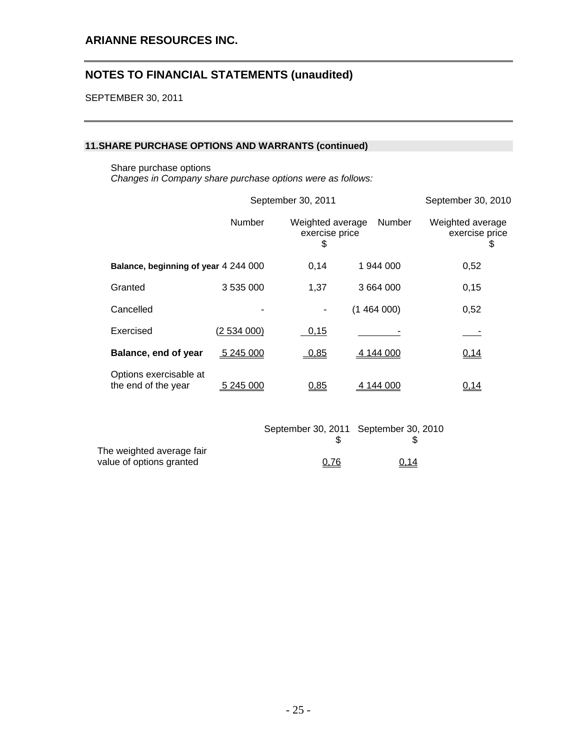## ARIANNE RESOURCES INC.

## NOTES TO FINANCIAL STATEMENTS (unaudited)

SEPTEMBER 30, 2011

### 11.SHARE PURCHASE OPTIONS AND WARRANTS (continued)

Share purchase options

*Changes in Company share purchase options were as follows:*

| | September 30, 2011 | | September 30, 2010 | |
|---|---|---|---|---|
| | Number | Weighted average exercise price $ | Number | Weighted average exercise price $ |
| **Balance, beginning of year** | 4 244 000 | 0,14 | 1 944 000 | 0,52 |
| Granted | 3 535 000 | 1,37 | 3 664 000 | 0,15 |
| Cancelled | - | - | (1 464 000) | 0,52 |
| Exercised | (2 534 000) | 0,15 | - | - |
| **Balance, end of year** | 5 245 000 | 0,85 | 4 144 000 | 0,14 |
| Options exercisable at the end of the year | 5 245 000 | 0,85 | 4 144 000 | 0,14 |

| | September 30, 2011 $ | September 30, 2010 $ |
|---|---|---|
| The weighted average fair value of options granted | 0,76 | 0,14 |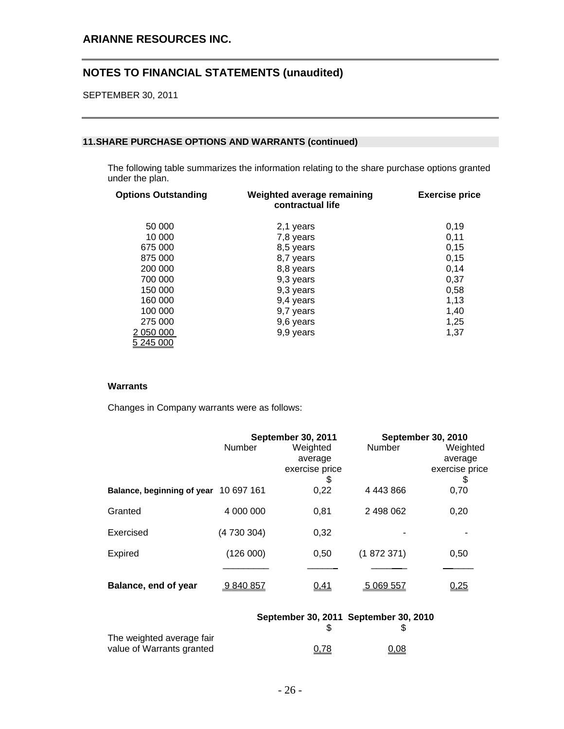# ARIANNE RESOURCES INC.

## NOTES TO FINANCIAL STATEMENTS (unaudited)

SEPTEMBER 30, 2011

### 11. SHARE PURCHASE OPTIONS AND WARRANTS (continued)

The following table summarizes the information relating to the share purchase options granted under the plan.

| Options Outstanding | Weighted average remaining contractual life | Exercise price |
|---|---|---|
| 50 000 | 2,1 years | 0,19 |
| 10 000 | 7,8 years | 0,11 |
| 675 000 | 8,5 years | 0,15 |
| 875 000 | 8,7 years | 0,15 |
| 200 000 | 8,8 years | 0,14 |
| 700 000 | 9,3 years | 0,37 |
| 150 000 | 9,3 years | 0,58 |
| 160 000 | 9,4 years | 1,13 |
| 100 000 | 9,7 years | 1,40 |
| 275 000 | 9,6 years | 1,25 |
| 2 050 000 | 9,9 years | 1,37 |
| 5 245 000 | | |

**Warrants**

Changes in Company warrants were as follows:

| | September 30, 2011 | | September 30, 2010 | |
|---|---|---|---|---|
| | Number | Weighted average exercise price $ | Number | Weighted average exercise price $ |
| **Balance, beginning of year** | 10 697 161 | 0,22 | 4 443 866 | 0,70 |
| Granted | 4 000 000 | 0,81 | 2 498 062 | 0,20 |
| Exercised | (4 730 304) | 0,32 | - | - |
| Expired | (126 000) | 0,50 | (1 872 371) | 0,50 |
| **Balance, end of year** | 9 840 857 | 0,41 | 5 069 557 | 0,25 |

| | September 30, 2011 $ | September 30, 2010 $ |
|---|---|---|
| The weighted average fair value of Warrants granted | 0,78 | 0,08 |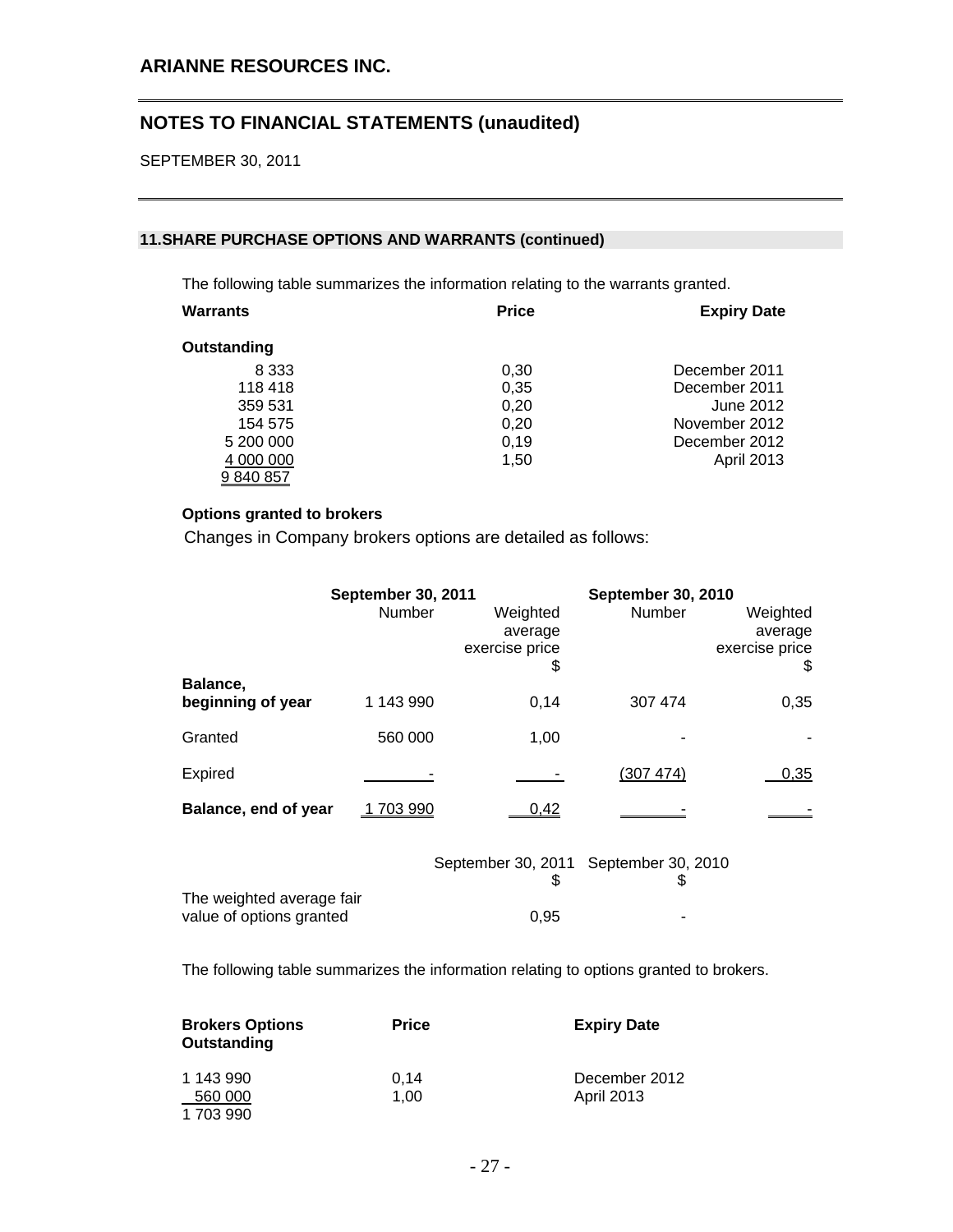## 11. SHARE PURCHASE OPTIONS AND WARRANTS (continued)

The following table summarizes the information relating to the warrants granted.

| Warrants | Price | Expiry Date |
|---|---|---|
| **Outstanding** | | |
| 8 333 | 0,30 | December 2011 |
| 118 418 | 0,35 | December 2011 |
| 359 531 | 0,20 | June 2012 |
| 154 575 | 0,20 | November 2012 |
| 5 200 000 | 0,19 | December 2012 |
| 4 000 000 | 1,50 | April 2013 |
| 9 840 857 | | |

**Options granted to brokers**

Changes in Company brokers options are detailed as follows:

| | September 30, 2011 | | September 30, 2010 | |
|---|---|---|---|---|
| | Number | Weighted average exercise price $ | Number | Weighted average exercise price $ |
| **Balance, beginning of year** | 1 143 990 | 0,14 | 307 474 | 0,35 |
| Granted | 560 000 | 1,00 | - | - |
| Expired | - | - | (307 474) | 0,35 |
| **Balance, end of year** | 1 703 990 | 0,42 | - | - |

| | September 30, 2011 $ | September 30, 2010 $ |
|---|---|---|
| The weighted average fair value of options granted | 0,95 | - |

The following table summarizes the information relating to options granted to brokers.

| Brokers Options Outstanding | Price | Expiry Date |
|---|---|---|
| 1 143 990 | 0,14 | December 2012 |
| 560 000 | 1,00 | April 2013 |
| 1 703 990 | | |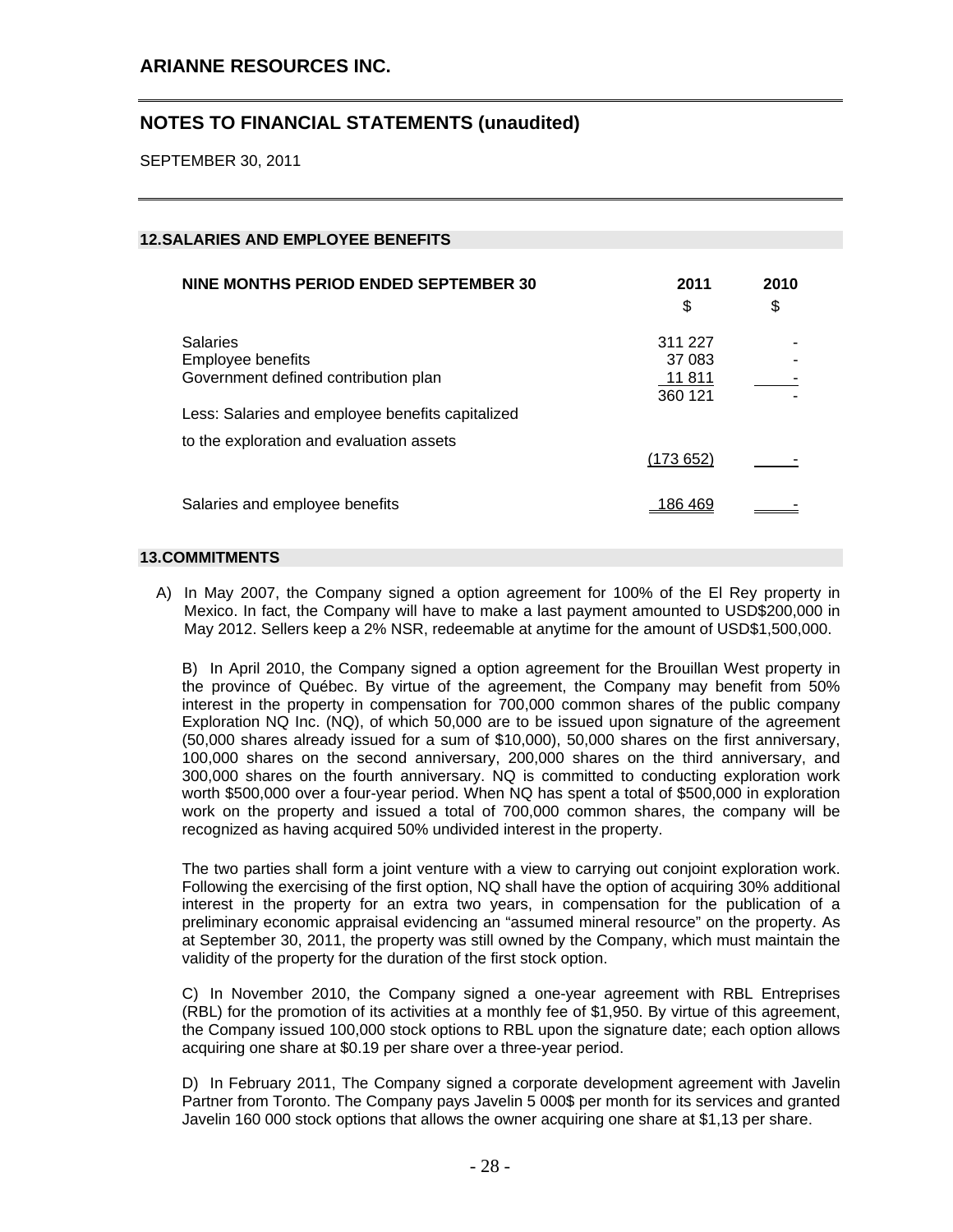## 12. SALARIES AND EMPLOYEE BENEFITS

| NINE MONTHS PERIOD ENDED SEPTEMBER 30 | 2011 | 2010 |
|---|---|---|
| | $ | $ |
| Salaries | 311 227 | - |
| Employee benefits | 37 083 | - |
| Government defined contribution plan | 11 811 | - |
| | 360 121 | - |
| Less: Salaries and employee benefits capitalized to the exploration and evaluation assets | (173 652) | - |
| Salaries and employee benefits | 186 469 | - |

## 13. COMMITMENTS

A) In May 2007, the Company signed a option agreement for 100% of the El Rey property in Mexico. In fact, the Company will have to make a last payment amounted to USD$200,000 in May 2012. Sellers keep a 2% NSR, redeemable at anytime for the amount of USD$1,500,000.

B) In April 2010, the Company signed a option agreement for the Brouillan West property in the province of Québec. By virtue of the agreement, the Company may benefit from 50% interest in the property in compensation for 700,000 common shares of the public company Exploration NQ Inc. (NQ), of which 50,000 are to be issued upon signature of the agreement (50,000 shares already issued for a sum of $10,000), 50,000 shares on the first anniversary, 100,000 shares on the second anniversary, 200,000 shares on the third anniversary, and 300,000 shares on the fourth anniversary. NQ is committed to conducting exploration work worth $500,000 over a four-year period. When NQ has spent a total of $500,000 in exploration work on the property and issued a total of 700,000 common shares, the company will be recognized as having acquired 50% undivided interest in the property.

The two parties shall form a joint venture with a view to carrying out conjoint exploration work. Following the exercising of the first option, NQ shall have the option of acquiring 30% additional interest in the property for an extra two years, in compensation for the publication of a preliminary economic appraisal evidencing an "assumed mineral resource" on the property. As at September 30, 2011, the property was still owned by the Company, which must maintain the validity of the property for the duration of the first stock option.

C) In November 2010, the Company signed a one-year agreement with RBL Entreprises (RBL) for the promotion of its activities at a monthly fee of $1,950. By virtue of this agreement, the Company issued 100,000 stock options to RBL upon the signature date; each option allows acquiring one share at $0.19 per share over a three-year period.

D) In February 2011, The Company signed a corporate development agreement with Javelin Partner from Toronto. The Company pays Javelin 5 000$ per month for its services and granted Javelin 160 000 stock options that allows the owner acquiring one share at $1,13 per share.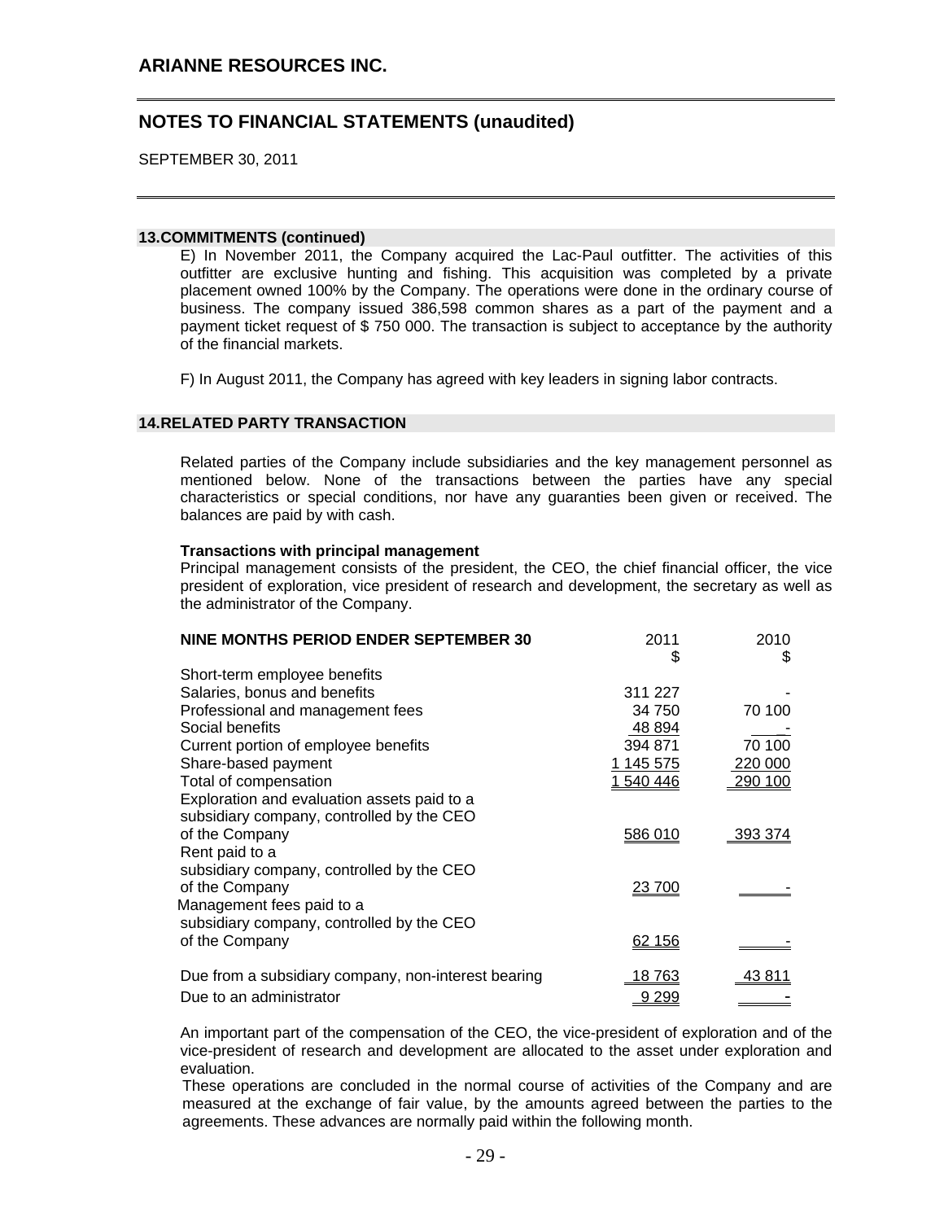## 13. COMMITMENTS (continued)

E) In November 2011, the Company acquired the Lac-Paul outfitter. The activities of this outfitter are exclusive hunting and fishing. This acquisition was completed by a private placement owned 100% by the Company. The operations were done in the ordinary course of business. The company issued 386,598 common shares as a part of the payment and a payment ticket request of $ 750 000. The transaction is subject to acceptance by the authority of the financial markets.

F) In August 2011, the Company has agreed with key leaders in signing labor contracts.

## 14. RELATED PARTY TRANSACTION

Related parties of the Company include subsidiaries and the key management personnel as mentioned below. None of the transactions between the parties have any special characteristics or special conditions, nor have any guaranties been given or received. The balances are paid by with cash.

**Transactions with principal management**

Principal management consists of the president, the CEO, the chief financial officer, the vice president of exploration, vice president of research and development, the secretary as well as the administrator of the Company.

| NINE MONTHS PERIOD ENDER SEPTEMBER 30 | 2011<br>$ | 2010<br>$ |
|---|---|---|
| Short-term employee benefits | | |
| Salaries, bonus and benefits | 311 227 | - |
| Professional and management fees | 34 750 | 70 100 |
| Social benefits | 48 894 | - |
| Current portion of employee benefits | 394 871 | 70 100 |
| Share-based payment | 1 145 575 | 220 000 |
| Total of compensation | 1 540 446 | 290 100 |
| Exploration and evaluation assets paid to a subsidiary company, controlled by the CEO of the Company | 586 010 | 393 374 |
| Rent paid to a subsidiary company, controlled by the CEO of the Company | 23 700 | - |
| Management fees paid to a subsidiary company, controlled by the CEO of the Company | 62 156 | - |
| Due from a subsidiary company, non-interest bearing | 18 763 | 43 811 |
| Due to an administrator | 9 299 | - |

An important part of the compensation of the CEO, the vice-president of exploration and of the vice-president of research and development are allocated to the asset under exploration and evaluation.

These operations are concluded in the normal course of activities of the Company and are measured at the exchange of fair value, by the amounts agreed between the parties to the agreements. These advances are normally paid within the following month.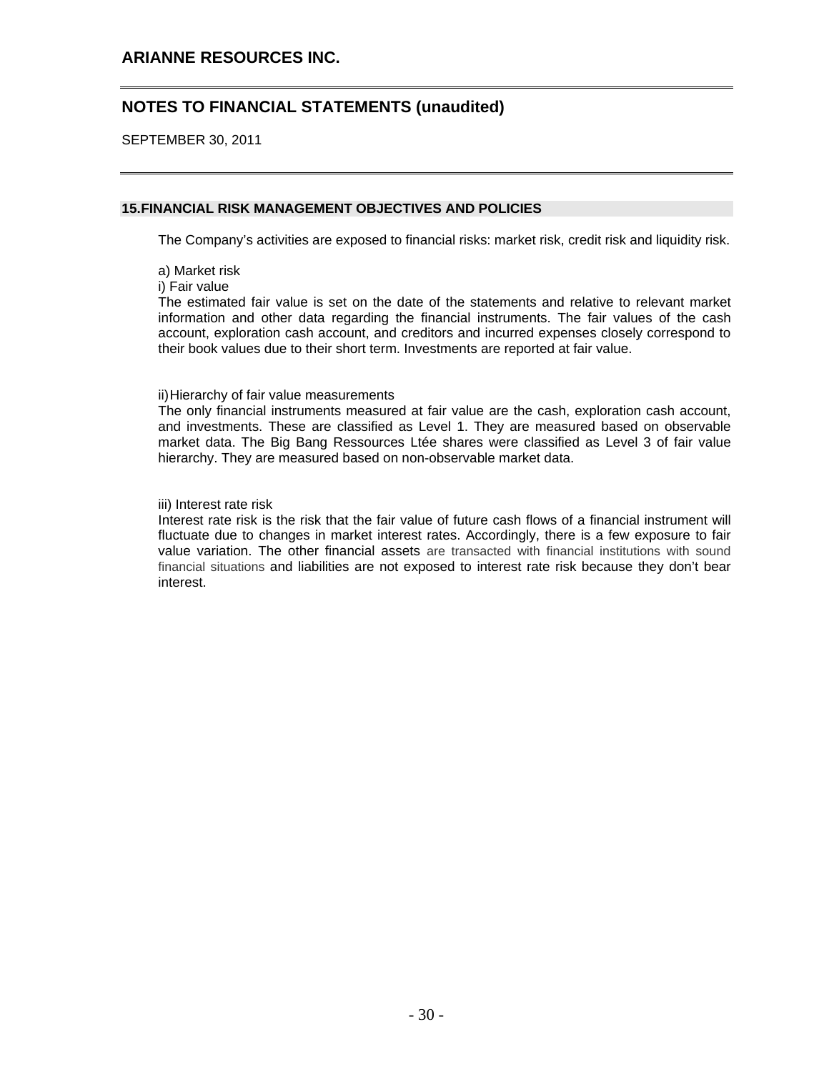## 15.FINANCIAL RISK MANAGEMENT OBJECTIVES AND POLICIES

The Company's activities are exposed to financial risks: market risk, credit risk and liquidity risk.

a) Market risk

i) Fair value

The estimated fair value is set on the date of the statements and relative to relevant market information and other data regarding the financial instruments. The fair values of the cash account, exploration cash account, and creditors and incurred expenses closely correspond to their book values due to their short term. Investments are reported at fair value.

ii) Hierarchy of fair value measurements

The only financial instruments measured at fair value are the cash, exploration cash account, and investments. These are classified as Level 1. They are measured based on observable market data. The Big Bang Ressources Ltée shares were classified as Level 3 of fair value hierarchy. They are measured based on non-observable market data.

iii) Interest rate risk

Interest rate risk is the risk that the fair value of future cash flows of a financial instrument will fluctuate due to changes in market interest rates. Accordingly, there is a few exposure to fair value variation. The other financial assets are transacted with financial institutions with sound financial situations and liabilities are not exposed to interest rate risk because they don't bear interest.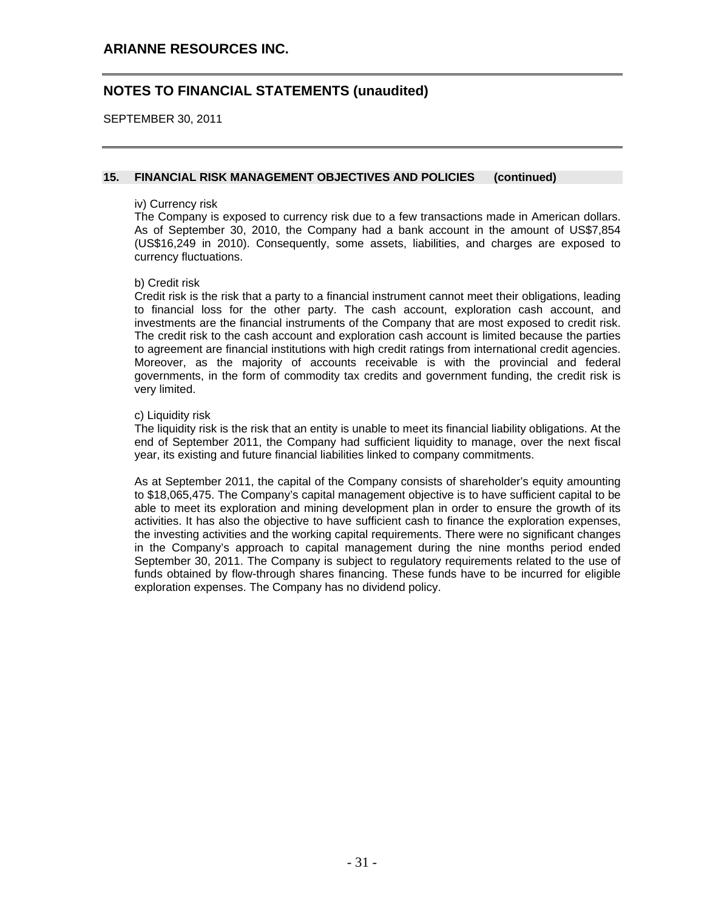## 15. FINANCIAL RISK MANAGEMENT OBJECTIVES AND POLICIES (continued)

iv) Currency risk

The Company is exposed to currency risk due to a few transactions made in American dollars. As of September 30, 2010, the Company had a bank account in the amount of US$7,854 (US$16,249 in 2010). Consequently, some assets, liabilities, and charges are exposed to currency fluctuations.

b) Credit risk

Credit risk is the risk that a party to a financial instrument cannot meet their obligations, leading to financial loss for the other party. The cash account, exploration cash account, and investments are the financial instruments of the Company that are most exposed to credit risk. The credit risk to the cash account and exploration cash account is limited because the parties to agreement are financial institutions with high credit ratings from international credit agencies. Moreover, as the majority of accounts receivable is with the provincial and federal governments, in the form of commodity tax credits and government funding, the credit risk is very limited.

c) Liquidity risk

The liquidity risk is the risk that an entity is unable to meet its financial liability obligations. At the end of September 2011, the Company had sufficient liquidity to manage, over the next fiscal year, its existing and future financial liabilities linked to company commitments.

As at September 2011, the capital of the Company consists of shareholder's equity amounting to $18,065,475. The Company's capital management objective is to have sufficient capital to be able to meet its exploration and mining development plan in order to ensure the growth of its activities. It has also the objective to have sufficient cash to finance the exploration expenses, the investing activities and the working capital requirements. There were no significant changes in the Company's approach to capital management during the nine months period ended September 30, 2011. The Company is subject to regulatory requirements related to the use of funds obtained by flow-through shares financing. These funds have to be incurred for eligible exploration expenses. The Company has no dividend policy.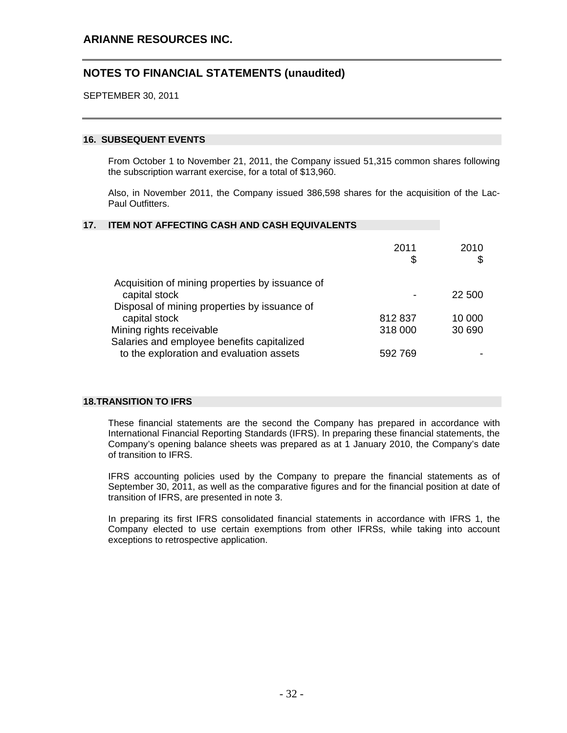# ARIANNE RESOURCES INC.

## NOTES TO FINANCIAL STATEMENTS (unaudited)

SEPTEMBER 30, 2011

### 16. SUBSEQUENT EVENTS

From October 1 to November 21, 2011, the Company issued 51,315 common shares following the subscription warrant exercise, for a total of $13,960.

Also, in November 2011, the Company issued 386,598 shares for the acquisition of the Lac-Paul Outfitters.

### 17. ITEM NOT AFFECTING CASH AND CASH EQUIVALENTS

| | 2011 $ | 2010 $ |
|---|---|---|
| Acquisition of mining properties by issuance of capital stock | - | 22 500 |
| Disposal of mining properties by issuance of capital stock | 812 837 | 10 000 |
| Mining rights receivable | 318 000 | 30 690 |
| Salaries and employee benefits capitalized to the exploration and evaluation assets | 592 769 | - |

### 18. TRANSITION TO IFRS

These financial statements are the second the Company has prepared in accordance with International Financial Reporting Standards (IFRS). In preparing these financial statements, the Company's opening balance sheets was prepared as at 1 January 2010, the Company's date of transition to IFRS.

IFRS accounting policies used by the Company to prepare the financial statements as of September 30, 2011, as well as the comparative figures and for the financial position at date of transition of IFRS, are presented in note 3.

In preparing its first IFRS consolidated financial statements in accordance with IFRS 1, the Company elected to use certain exemptions from other IFRSs, while taking into account exceptions to retrospective application.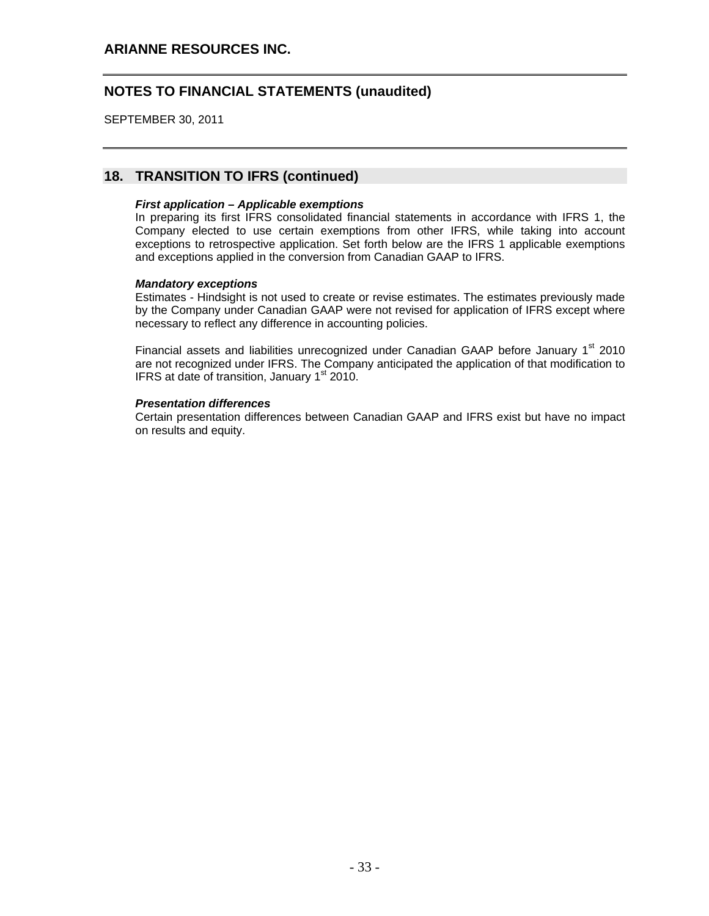## 18. TRANSITION TO IFRS (continued)

***First application – Applicable exemptions***

In preparing its first IFRS consolidated financial statements in accordance with IFRS 1, the Company elected to use certain exemptions from other IFRS, while taking into account exceptions to retrospective application. Set forth below are the IFRS 1 applicable exemptions and exceptions applied in the conversion from Canadian GAAP to IFRS.

***Mandatory exceptions***

Estimates - Hindsight is not used to create or revise estimates. The estimates previously made by the Company under Canadian GAAP were not revised for application of IFRS except where necessary to reflect any difference in accounting policies.

Financial assets and liabilities unrecognized under Canadian GAAP before January 1st 2010 are not recognized under IFRS. The Company anticipated the application of that modification to IFRS at date of transition, January 1st 2010.

***Presentation differences***

Certain presentation differences between Canadian GAAP and IFRS exist but have no impact on results and equity.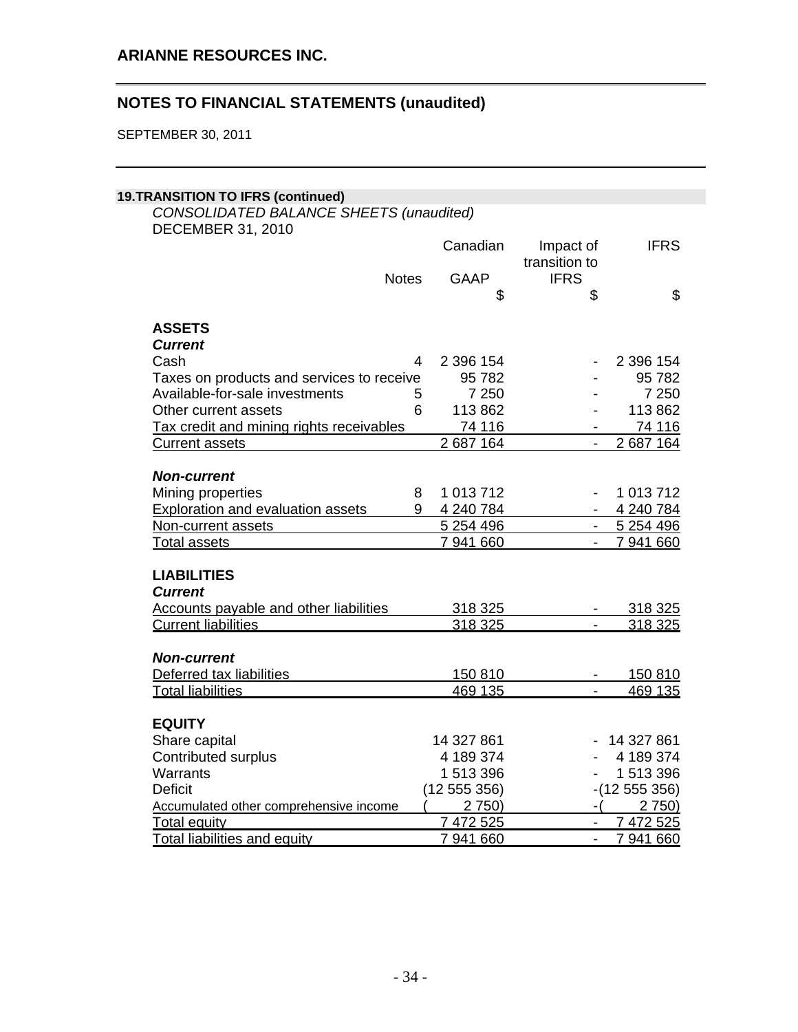**ARIANNE RESOURCES INC.**

## NOTES TO FINANCIAL STATEMENTS (unaudited)

SEPTEMBER 30, 2011

### 19.TRANSITION TO IFRS (continued)

*CONSOLIDATED BALANCE SHEETS (unaudited)*
DECEMBER 31, 2010

| | Notes | Canadian GAAP | Impact of transition to IFRS | IFRS |
|---|---|---|---|---|
| | | $ | $ | $ |
| **ASSETS** | | | | |
| ***Current*** | | | | |
| Cash | 4 | 2 396 154 | - | 2 396 154 |
| Taxes on products and services to receive | | 95 782 | - | 95 782 |
| Available-for-sale investments | 5 | 7 250 | - | 7 250 |
| Other current assets | 6 | 113 862 | - | 113 862 |
| Tax credit and mining rights receivables | | 74 116 | - | 74 116 |
| Current assets | | 2 687 164 | - | 2 687 164 |
| ***Non-current*** | | | | |
| Mining properties | 8 | 1 013 712 | - | 1 013 712 |
| Exploration and evaluation assets | 9 | 4 240 784 | - | 4 240 784 |
| Non-current assets | | 5 254 496 | - | 5 254 496 |
| Total assets | | 7 941 660 | - | 7 941 660 |
| **LIABILITIES** | | | | |
| ***Current*** | | | | |
| Accounts payable and other liabilities | | 318 325 | - | 318 325 |
| Current liabilities | | 318 325 | - | 318 325 |
| ***Non-current*** | | | | |
| Deferred tax liabilities | | 150 810 | - | 150 810 |
| Total liabilities | | 469 135 | - | 469 135 |
| **EQUITY** | | | | |
| Share capital | | 14 327 861 | - | 14 327 861 |
| Contributed surplus | | 4 189 374 | - | 4 189 374 |
| Warrants | | 1 513 396 | - | 1 513 396 |
| Deficit | | (12 555 356) | - | (12 555 356) |
| Accumulated other comprehensive income | | ( 2 750) | - | ( 2 750) |
| Total equity | | 7 472 525 | - | 7 472 525 |
| Total liabilities and equity | | 7 941 660 | - | 7 941 660 |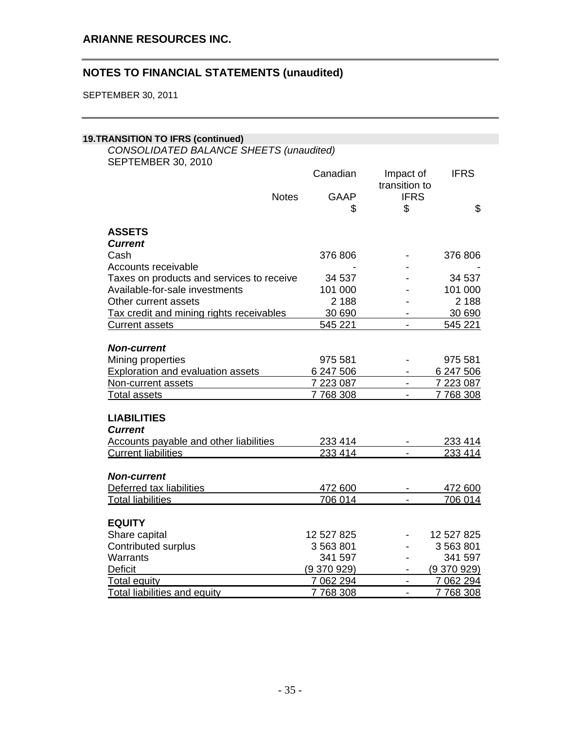## ARIANNE RESOURCES INC.

## NOTES TO FINANCIAL STATEMENTS (unaudited)

SEPTEMBER 30, 2011

### 19. TRANSITION TO IFRS (continued)

*CONSOLIDATED BALANCE SHEETS (unaudited)*
SEPTEMBER 30, 2010

| | Notes | Canadian GAAP | Impact of transition to IFRS | IFRS |
|---|---|---|---|---|
| | | $ | $ | $ |
| **ASSETS** | | | | |
| ***Current*** | | | | |
| Cash | | 376 806 | - | 376 806 |
| Accounts receivable | | - | - | - |
| Taxes on products and services to receive | | 34 537 | - | 34 537 |
| Available-for-sale investments | | 101 000 | - | 101 000 |
| Other current assets | | 2 188 | - | 2 188 |
| Tax credit and mining rights receivables | | 30 690 | - | 30 690 |
| Current assets | | 545 221 | - | 545 221 |
| ***Non-current*** | | | | |
| Mining properties | | 975 581 | - | 975 581 |
| Exploration and evaluation assets | | 6 247 506 | - | 6 247 506 |
| Non-current assets | | 7 223 087 | - | 7 223 087 |
| Total assets | | 7 768 308 | - | 7 768 308 |
| **LIABILITIES** | | | | |
| ***Current*** | | | | |
| Accounts payable and other liabilities | | 233 414 | - | 233 414 |
| Current liabilities | | 233 414 | - | 233 414 |
| ***Non-current*** | | | | |
| Deferred tax liabilities | | 472 600 | - | 472 600 |
| Total liabilities | | 706 014 | - | 706 014 |
| **EQUITY** | | | | |
| Share capital | | 12 527 825 | - | 12 527 825 |
| Contributed surplus | | 3 563 801 | - | 3 563 801 |
| Warrants | | 341 597 | - | 341 597 |
| Deficit | | (9 370 929) | - | (9 370 929) |
| Total equity | | 7 062 294 | - | 7 062 294 |
| Total liabilities and equity | | 7 768 308 | - | 7 768 308 |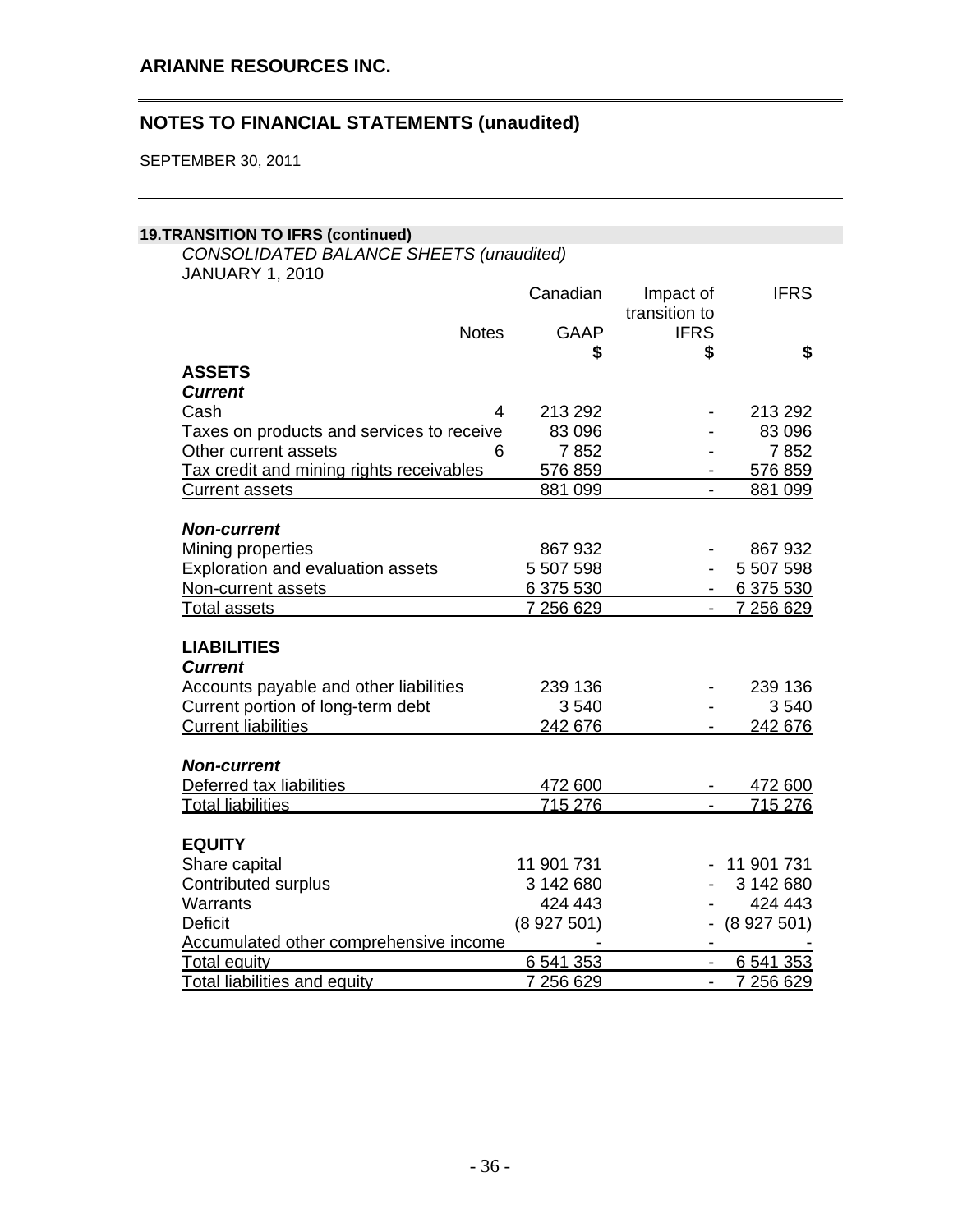ARIANNE RESOURCES INC.

## NOTES TO FINANCIAL STATEMENTS (unaudited)

SEPTEMBER 30, 2011

### 19. TRANSITION TO IFRS (continued)

*CONSOLIDATED BALANCE SHEETS (unaudited)*
JANUARY 1, 2010

| | Notes | Canadian GAAP | Impact of transition to IFRS | IFRS |
|---|---|---|---|---|
| | | $ | $ | $ |
| **ASSETS** | | | | |
| ***Current*** | | | | |
| Cash | 4 | 213 292 | - | 213 292 |
| Taxes on products and services to receive | | 83 096 | - | 83 096 |
| Other current assets | 6 | 7 852 | - | 7 852 |
| Tax credit and mining rights receivables | | 576 859 | - | 576 859 |
| Current assets | | 881 099 | - | 881 099 |
| ***Non-current*** | | | | |
| Mining properties | | 867 932 | - | 867 932 |
| Exploration and evaluation assets | | 5 507 598 | - | 5 507 598 |
| Non-current assets | | 6 375 530 | - | 6 375 530 |
| Total assets | | 7 256 629 | - | 7 256 629 |
| **LIABILITIES** | | | | |
| ***Current*** | | | | |
| Accounts payable and other liabilities | | 239 136 | - | 239 136 |
| Current portion of long-term debt | | 3 540 | - | 3 540 |
| Current liabilities | | 242 676 | - | 242 676 |
| ***Non-current*** | | | | |
| Deferred tax liabilities | | 472 600 | - | 472 600 |
| Total liabilities | | 715 276 | - | 715 276 |
| **EQUITY** | | | | |
| Share capital | | 11 901 731 | - | 11 901 731 |
| Contributed surplus | | 3 142 680 | - | 3 142 680 |
| Warrants | | 424 443 | - | 424 443 |
| Deficit | | (8 927 501) | - | (8 927 501) |
| Accumulated other comprehensive income | | - | - | - |
| Total equity | | 6 541 353 | - | 6 541 353 |
| Total liabilities and equity | | 7 256 629 | - | 7 256 629 |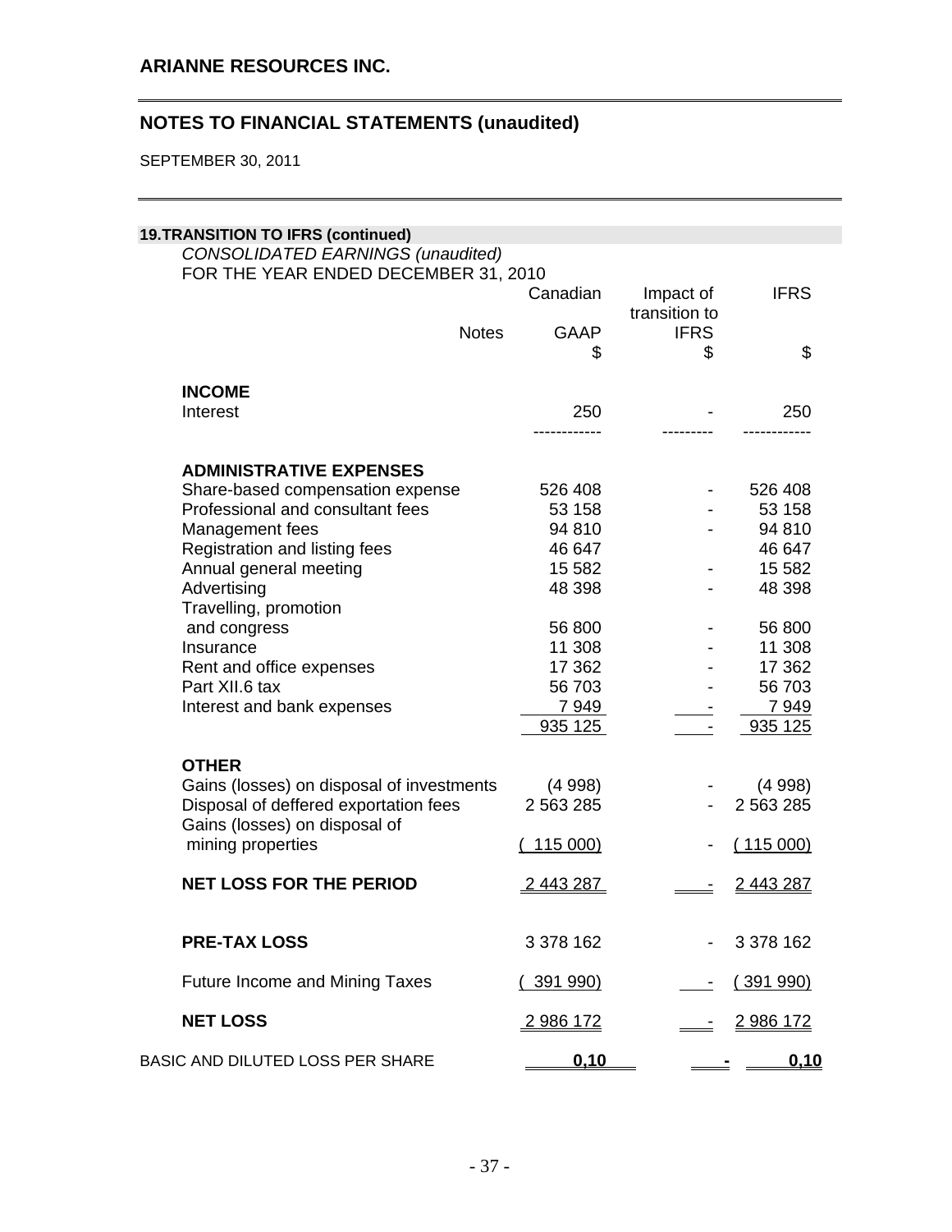## ARIANNE RESOURCES INC.

## NOTES TO FINANCIAL STATEMENTS (unaudited)

SEPTEMBER 30, 2011

### 19. TRANSITION TO IFRS (continued)

*CONSOLIDATED EARNINGS (unaudited)*
FOR THE YEAR ENDED DECEMBER 31, 2010

| | Notes | Canadian GAAP $ | Impact of transition to IFRS $ | IFRS $ |
|---|---|---|---|---|
| **INCOME** | | | | |
| Interest | | 250 | - | 250 |
| **ADMINISTRATIVE EXPENSES** | | | | |
| Share-based compensation expense | | 526 408 | - | 526 408 |
| Professional and consultant fees | | 53 158 | - | 53 158 |
| Management fees | | 94 810 | - | 94 810 |
| Registration and listing fees | | 46 647 | | 46 647 |
| Annual general meeting | | 15 582 | - | 15 582 |
| Advertising | | 48 398 | - | 48 398 |
| Travelling, promotion and congress | | 56 800 | - | 56 800 |
| Insurance | | 11 308 | - | 11 308 |
| Rent and office expenses | | 17 362 | - | 17 362 |
| Part XII.6 tax | | 56 703 | - | 56 703 |
| Interest and bank expenses | | 7 949 | - | 7 949 |
| | | 935 125 | - | 935 125 |
| **OTHER** | | | | |
| Gains (losses) on disposal of investments | | (4 998) | - | (4 998) |
| Disposal of deffered exportation fees | | 2 563 285 | - | 2 563 285 |
| Gains (losses) on disposal of mining properties | | ( 115 000) | - | ( 115 000) |
| **NET LOSS FOR THE PERIOD** | | 2 443 287 | - | 2 443 287 |
| **PRE-TAX LOSS** | | 3 378 162 | - | 3 378 162 |
| Future Income and Mining Taxes | | ( 391 990) | - | ( 391 990) |
| **NET LOSS** | | 2 986 172 | - | 2 986 172 |
| BASIC AND DILUTED LOSS PER SHARE | | **0,10** | **-** | **0,10** |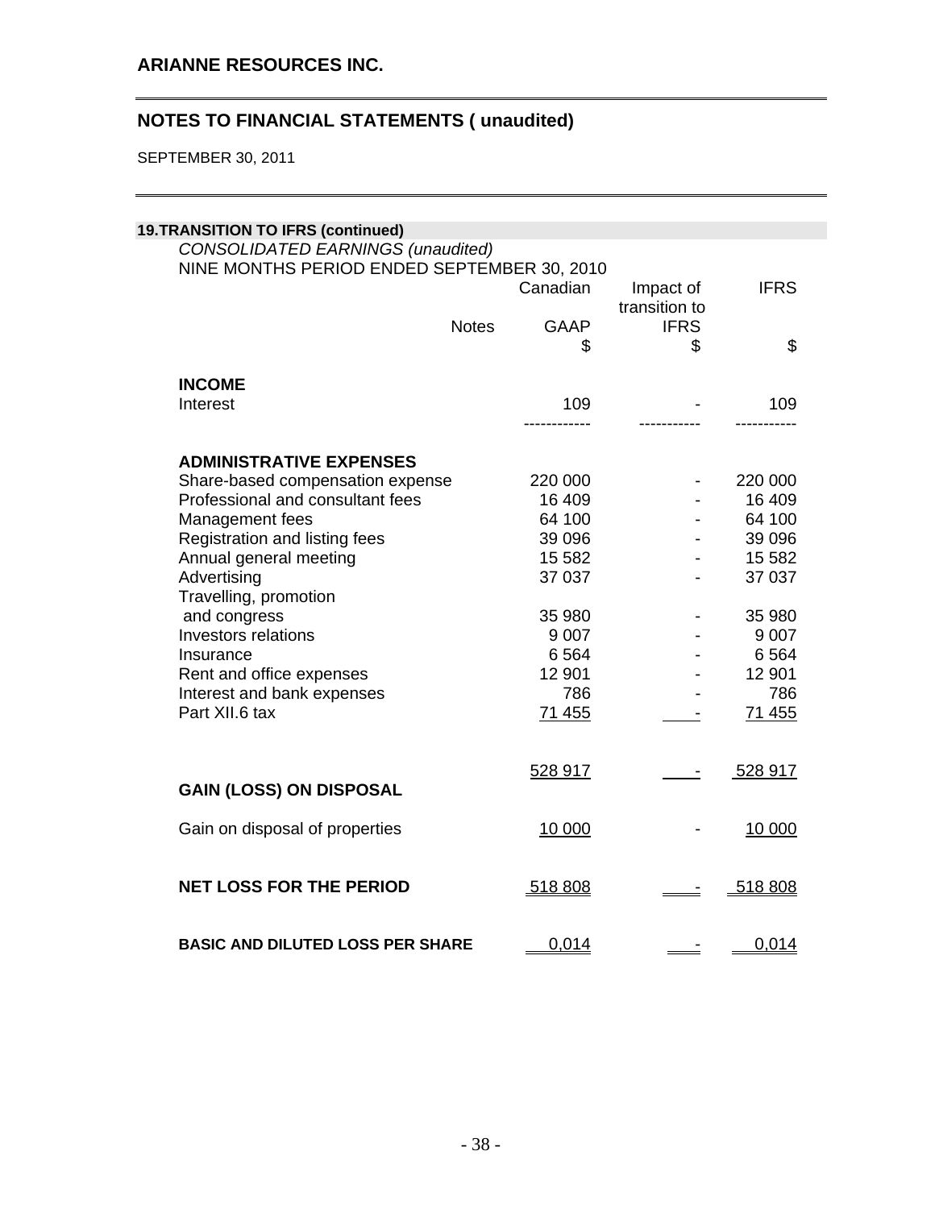**ARIANNE RESOURCES INC.**

## NOTES TO FINANCIAL STATEMENTS ( unaudited)

SEPTEMBER 30, 2011

### 19.TRANSITION TO IFRS (continued)

*CONSOLIDATED EARNINGS (unaudited)*

NINE MONTHS PERIOD ENDED SEPTEMBER 30, 2010

| | Notes | Canadian GAAP $ | Impact of transition to IFRS $ | IFRS $ |
|---|---|---|---|---|
| **INCOME** | | | | |
| Interest | | 109 | - | 109 |
| **ADMINISTRATIVE EXPENSES** | | | | |
| Share-based compensation expense | | 220 000 | - | 220 000 |
| Professional and consultant fees | | 16 409 | - | 16 409 |
| Management fees | | 64 100 | - | 64 100 |
| Registration and listing fees | | 39 096 | - | 39 096 |
| Annual general meeting | | 15 582 | - | 15 582 |
| Advertising | | 37 037 | - | 37 037 |
| Travelling, promotion and congress | | 35 980 | - | 35 980 |
| Investors relations | | 9 007 | - | 9 007 |
| Insurance | | 6 564 | - | 6 564 |
| Rent and office expenses | | 12 901 | - | 12 901 |
| Interest and bank expenses | | 786 | - | 786 |
| Part XII.6 tax | | 71 455 | - | 71 455 |
| | | 528 917 | - | 528 917 |
| **GAIN (LOSS) ON DISPOSAL** | | | | |
| Gain on disposal of properties | | 10 000 | - | 10 000 |
| **NET LOSS FOR THE PERIOD** | | 518 808 | - | 518 808 |
| **BASIC AND DILUTED LOSS PER SHARE** | | 0,014 | - | 0,014 |